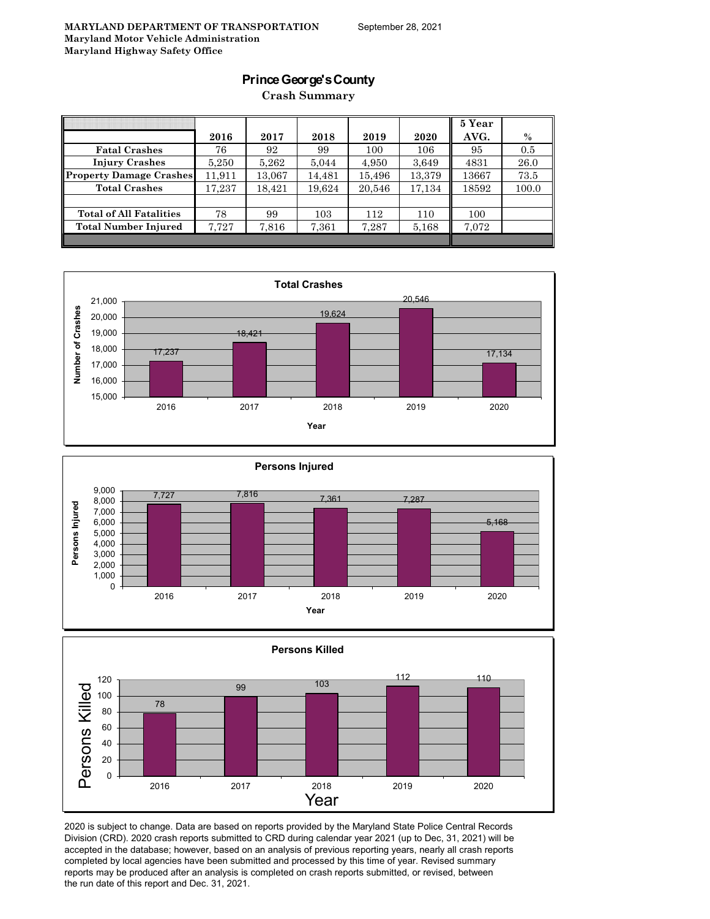**MARYLAND DEPARTMENT OF TRANSPORTATION**
**Maryland Motor Vehicle Administration**
**Maryland Highway Safety Office**

September 28, 2021

# Prince George's County

## Crash Summary

| | 2016 | 2017 | 2018 | 2019 | 2020 | 5 Year AVG. | % |
|---|---|---|---|---|---|---|---|
| **Fatal Crashes** | 76 | 92 | 99 | 100 | 106 | 95 | 0.5 |
| **Injury Crashes** | 5,250 | 5,262 | 5,044 | 4,950 | 3,649 | 4831 | 26.0 |
| **Property Damage Crashes** | 11,911 | 13,067 | 14,481 | 15,496 | 13,379 | 13667 | 73.5 |
| **Total Crashes** | 17,237 | 18,421 | 19,624 | 20,546 | 17,134 | 18592 | 100.0 |
| | | | | | | | |
| **Total of All Fatalities** | 78 | 99 | 103 | 112 | 110 | 100 | |
| **Total Number Injured** | 7,727 | 7,816 | 7,361 | 7,287 | 5,168 | 7,072 | |

2020 is subject to change. Data are based on reports provided by the Maryland State Police Central Records Division (CRD). 2020 crash reports submitted to CRD during calendar year 2021 (up to Dec, 31, 2021) will be accepted in the database; however, based on an analysis of previous reporting years, nearly all crash reports completed by local agencies have been submitted and processed by this time of year. Revised summary reports may be produced after an analysis is completed on crash reports submitted, or revised, between the run date of this report and Dec. 31, 2021.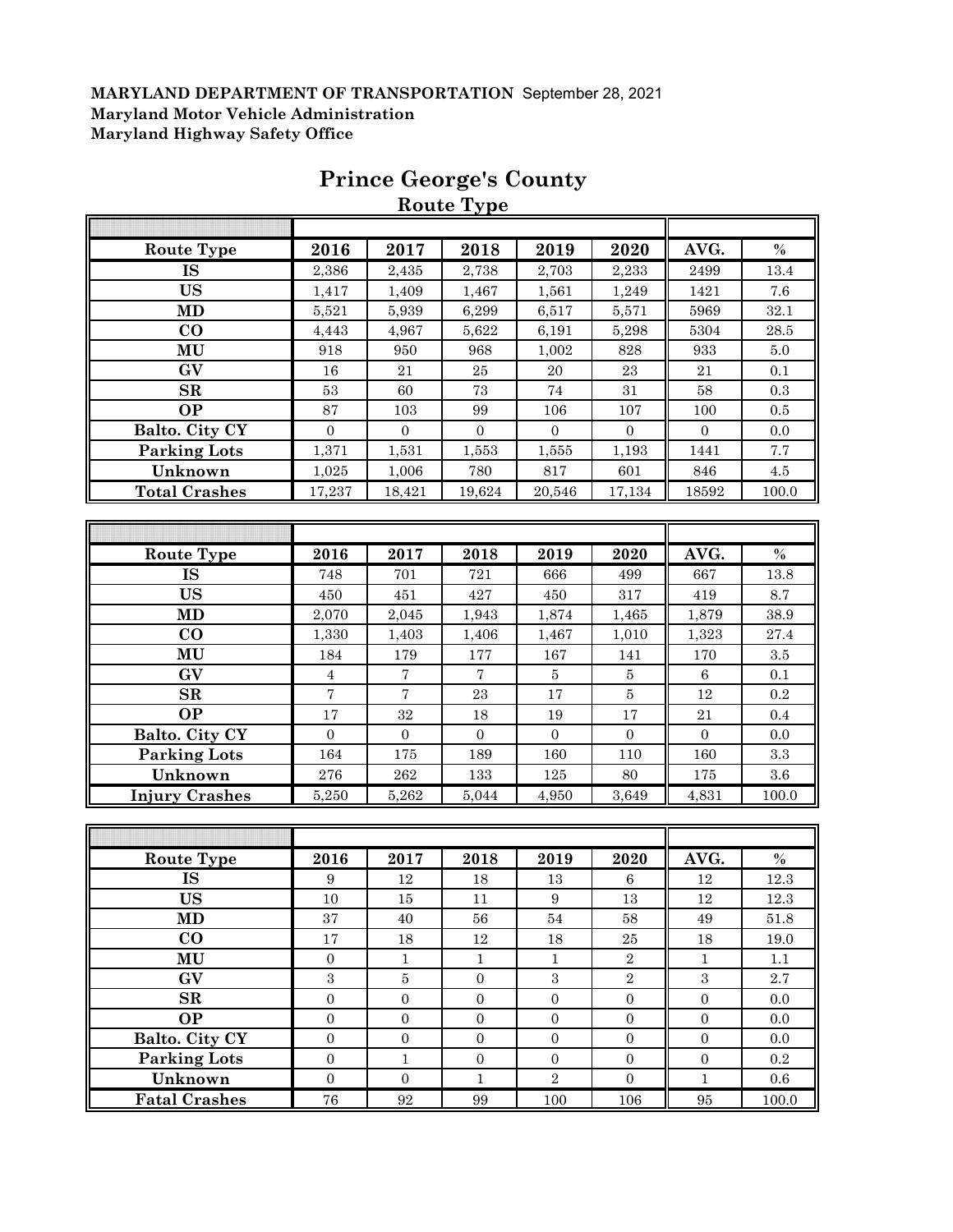**MARYLAND DEPARTMENT OF TRANSPORTATION** September 28, 2021
**Maryland Motor Vehicle Administration**
**Maryland Highway Safety Office**

# Prince George's County

## Route Type

| Route Type | 2016 | 2017 | 2018 | 2019 | 2020 | AVG. | % |
|---|---|---|---|---|---|---|---|
| IS | 2,386 | 2,435 | 2,738 | 2,703 | 2,233 | 2499 | 13.4 |
| US | 1,417 | 1,409 | 1,467 | 1,561 | 1,249 | 1421 | 7.6 |
| MD | 5,521 | 5,939 | 6,299 | 6,517 | 5,571 | 5969 | 32.1 |
| CO | 4,443 | 4,967 | 5,622 | 6,191 | 5,298 | 5304 | 28.5 |
| MU | 918 | 950 | 968 | 1,002 | 828 | 933 | 5.0 |
| GV | 16 | 21 | 25 | 20 | 23 | 21 | 0.1 |
| SR | 53 | 60 | 73 | 74 | 31 | 58 | 0.3 |
| OP | 87 | 103 | 99 | 106 | 107 | 100 | 0.5 |
| Balto. City CY | 0 | 0 | 0 | 0 | 0 | 0 | 0.0 |
| Parking Lots | 1,371 | 1,531 | 1,553 | 1,555 | 1,193 | 1441 | 7.7 |
| Unknown | 1,025 | 1,006 | 780 | 817 | 601 | 846 | 4.5 |
| Total Crashes | 17,237 | 18,421 | 19,624 | 20,546 | 17,134 | 18592 | 100.0 |

| Route Type | 2016 | 2017 | 2018 | 2019 | 2020 | AVG. | % |
|---|---|---|---|---|---|---|---|
| IS | 748 | 701 | 721 | 666 | 499 | 667 | 13.8 |
| US | 450 | 451 | 427 | 450 | 317 | 419 | 8.7 |
| MD | 2,070 | 2,045 | 1,943 | 1,874 | 1,465 | 1,879 | 38.9 |
| CO | 1,330 | 1,403 | 1,406 | 1,467 | 1,010 | 1,323 | 27.4 |
| MU | 184 | 179 | 177 | 167 | 141 | 170 | 3.5 |
| GV | 4 | 7 | 7 | 5 | 5 | 6 | 0.1 |
| SR | 7 | 7 | 23 | 17 | 5 | 12 | 0.2 |
| OP | 17 | 32 | 18 | 19 | 17 | 21 | 0.4 |
| Balto. City CY | 0 | 0 | 0 | 0 | 0 | 0 | 0.0 |
| Parking Lots | 164 | 175 | 189 | 160 | 110 | 160 | 3.3 |
| Unknown | 276 | 262 | 133 | 125 | 80 | 175 | 3.6 |
| Injury Crashes | 5,250 | 5,262 | 5,044 | 4,950 | 3,649 | 4,831 | 100.0 |

| Route Type | 2016 | 2017 | 2018 | 2019 | 2020 | AVG. | % |
|---|---|---|---|---|---|---|---|
| IS | 9 | 12 | 18 | 13 | 6 | 12 | 12.3 |
| US | 10 | 15 | 11 | 9 | 13 | 12 | 12.3 |
| MD | 37 | 40 | 56 | 54 | 58 | 49 | 51.8 |
| CO | 17 | 18 | 12 | 18 | 25 | 18 | 19.0 |
| MU | 0 | 1 | 1 | 1 | 2 | 1 | 1.1 |
| GV | 3 | 5 | 0 | 3 | 2 | 3 | 2.7 |
| SR | 0 | 0 | 0 | 0 | 0 | 0 | 0.0 |
| OP | 0 | 0 | 0 | 0 | 0 | 0 | 0.0 |
| Balto. City CY | 0 | 0 | 0 | 0 | 0 | 0 | 0.0 |
| Parking Lots | 0 | 1 | 0 | 0 | 0 | 0 | 0.2 |
| Unknown | 0 | 0 | 1 | 2 | 0 | 1 | 0.6 |
| Fatal Crashes | 76 | 92 | 99 | 100 | 106 | 95 | 100.0 |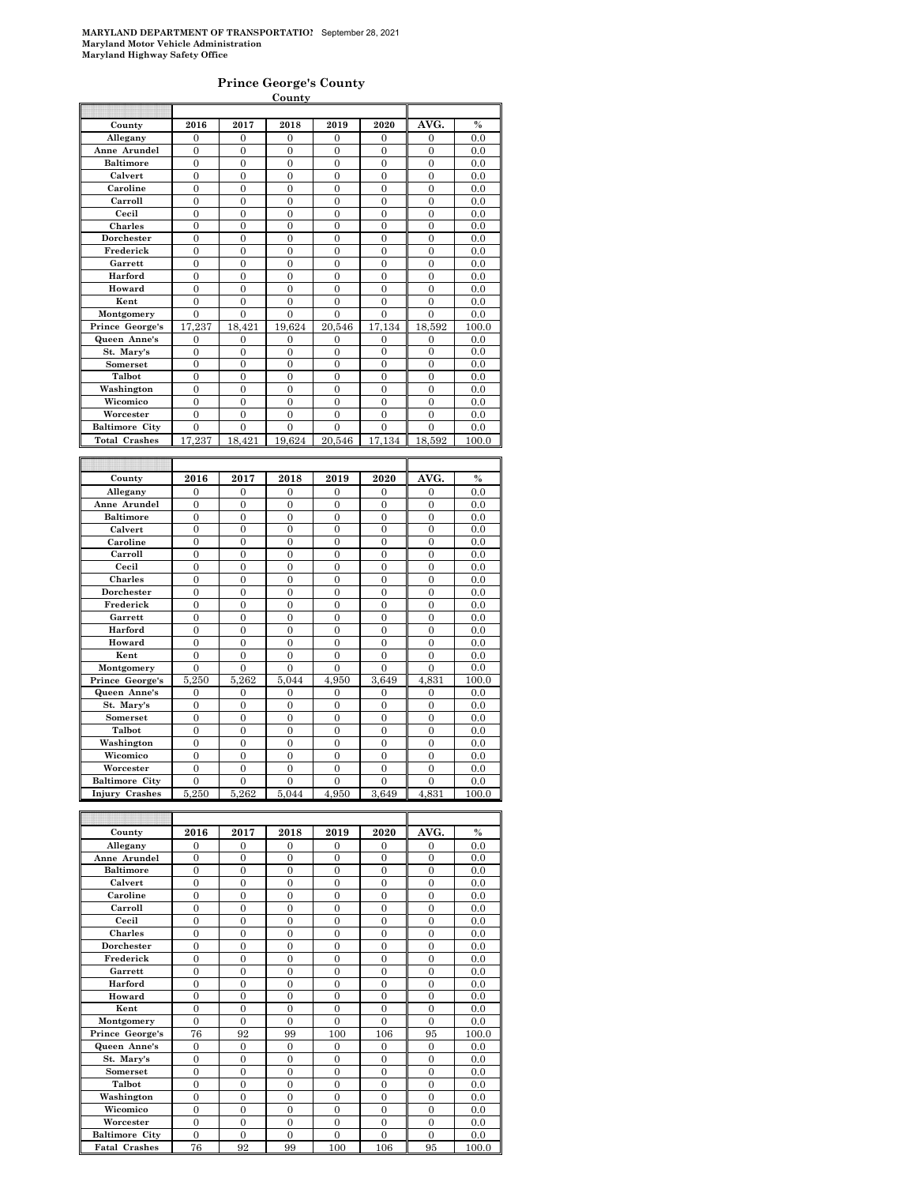**MARYLAND DEPARTMENT OF TRANSPORTATION** September 28, 2021
**Maryland Motor Vehicle Administration**
**Maryland Highway Safety Office**

## Prince George's County

**County**

| County | 2016 | 2017 | 2018 | 2019 | 2020 | AVG. | % |
|---|---|---|---|---|---|---|---|
| Allegany | 0 | 0 | 0 | 0 | 0 | 0 | 0.0 |
| Anne Arundel | 0 | 0 | 0 | 0 | 0 | 0 | 0.0 |
| Baltimore | 0 | 0 | 0 | 0 | 0 | 0 | 0.0 |
| Calvert | 0 | 0 | 0 | 0 | 0 | 0 | 0.0 |
| Caroline | 0 | 0 | 0 | 0 | 0 | 0 | 0.0 |
| Carroll | 0 | 0 | 0 | 0 | 0 | 0 | 0.0 |
| Cecil | 0 | 0 | 0 | 0 | 0 | 0 | 0.0 |
| Charles | 0 | 0 | 0 | 0 | 0 | 0 | 0.0 |
| Dorchester | 0 | 0 | 0 | 0 | 0 | 0 | 0.0 |
| Frederick | 0 | 0 | 0 | 0 | 0 | 0 | 0.0 |
| Garrett | 0 | 0 | 0 | 0 | 0 | 0 | 0.0 |
| Harford | 0 | 0 | 0 | 0 | 0 | 0 | 0.0 |
| Howard | 0 | 0 | 0 | 0 | 0 | 0 | 0.0 |
| Kent | 0 | 0 | 0 | 0 | 0 | 0 | 0.0 |
| Montgomery | 0 | 0 | 0 | 0 | 0 | 0 | 0.0 |
| Prince George's | 17,237 | 18,421 | 19,624 | 20,546 | 17,134 | 18,592 | 100.0 |
| Queen Anne's | 0 | 0 | 0 | 0 | 0 | 0 | 0.0 |
| St. Mary's | 0 | 0 | 0 | 0 | 0 | 0 | 0.0 |
| Somerset | 0 | 0 | 0 | 0 | 0 | 0 | 0.0 |
| Talbot | 0 | 0 | 0 | 0 | 0 | 0 | 0.0 |
| Washington | 0 | 0 | 0 | 0 | 0 | 0 | 0.0 |
| Wicomico | 0 | 0 | 0 | 0 | 0 | 0 | 0.0 |
| Worcester | 0 | 0 | 0 | 0 | 0 | 0 | 0.0 |
| Baltimore City | 0 | 0 | 0 | 0 | 0 | 0 | 0.0 |
| Total Crashes | 17,237 | 18,421 | 19,624 | 20,546 | 17,134 | 18,592 | 100.0 |

| County | 2016 | 2017 | 2018 | 2019 | 2020 | AVG. | % |
|---|---|---|---|---|---|---|---|
| Allegany | 0 | 0 | 0 | 0 | 0 | 0 | 0.0 |
| Anne Arundel | 0 | 0 | 0 | 0 | 0 | 0 | 0.0 |
| Baltimore | 0 | 0 | 0 | 0 | 0 | 0 | 0.0 |
| Calvert | 0 | 0 | 0 | 0 | 0 | 0 | 0.0 |
| Caroline | 0 | 0 | 0 | 0 | 0 | 0 | 0.0 |
| Carroll | 0 | 0 | 0 | 0 | 0 | 0 | 0.0 |
| Cecil | 0 | 0 | 0 | 0 | 0 | 0 | 0.0 |
| Charles | 0 | 0 | 0 | 0 | 0 | 0 | 0.0 |
| Dorchester | 0 | 0 | 0 | 0 | 0 | 0 | 0.0 |
| Frederick | 0 | 0 | 0 | 0 | 0 | 0 | 0.0 |
| Garrett | 0 | 0 | 0 | 0 | 0 | 0 | 0.0 |
| Harford | 0 | 0 | 0 | 0 | 0 | 0 | 0.0 |
| Howard | 0 | 0 | 0 | 0 | 0 | 0 | 0.0 |
| Kent | 0 | 0 | 0 | 0 | 0 | 0 | 0.0 |
| Montgomery | 0 | 0 | 0 | 0 | 0 | 0 | 0.0 |
| Prince George's | 5,250 | 5,262 | 5,044 | 4,950 | 3,649 | 4,831 | 100.0 |
| Queen Anne's | 0 | 0 | 0 | 0 | 0 | 0 | 0.0 |
| St. Mary's | 0 | 0 | 0 | 0 | 0 | 0 | 0.0 |
| Somerset | 0 | 0 | 0 | 0 | 0 | 0 | 0.0 |
| Talbot | 0 | 0 | 0 | 0 | 0 | 0 | 0.0 |
| Washington | 0 | 0 | 0 | 0 | 0 | 0 | 0.0 |
| Wicomico | 0 | 0 | 0 | 0 | 0 | 0 | 0.0 |
| Worcester | 0 | 0 | 0 | 0 | 0 | 0 | 0.0 |
| Baltimore City | 0 | 0 | 0 | 0 | 0 | 0 | 0.0 |
| Injury Crashes | 5,250 | 5,262 | 5,044 | 4,950 | 3,649 | 4,831 | 100.0 |

| County | 2016 | 2017 | 2018 | 2019 | 2020 | AVG. | % |
|---|---|---|---|---|---|---|---|
| Allegany | 0 | 0 | 0 | 0 | 0 | 0 | 0.0 |
| Anne Arundel | 0 | 0 | 0 | 0 | 0 | 0 | 0.0 |
| Baltimore | 0 | 0 | 0 | 0 | 0 | 0 | 0.0 |
| Calvert | 0 | 0 | 0 | 0 | 0 | 0 | 0.0 |
| Caroline | 0 | 0 | 0 | 0 | 0 | 0 | 0.0 |
| Carroll | 0 | 0 | 0 | 0 | 0 | 0 | 0.0 |
| Cecil | 0 | 0 | 0 | 0 | 0 | 0 | 0.0 |
| Charles | 0 | 0 | 0 | 0 | 0 | 0 | 0.0 |
| Dorchester | 0 | 0 | 0 | 0 | 0 | 0 | 0.0 |
| Frederick | 0 | 0 | 0 | 0 | 0 | 0 | 0.0 |
| Garrett | 0 | 0 | 0 | 0 | 0 | 0 | 0.0 |
| Harford | 0 | 0 | 0 | 0 | 0 | 0 | 0.0 |
| Howard | 0 | 0 | 0 | 0 | 0 | 0 | 0.0 |
| Kent | 0 | 0 | 0 | 0 | 0 | 0 | 0.0 |
| Montgomery | 0 | 0 | 0 | 0 | 0 | 0 | 0.0 |
| Prince George's | 76 | 92 | 99 | 100 | 106 | 95 | 100.0 |
| Queen Anne's | 0 | 0 | 0 | 0 | 0 | 0 | 0.0 |
| St. Mary's | 0 | 0 | 0 | 0 | 0 | 0 | 0.0 |
| Somerset | 0 | 0 | 0 | 0 | 0 | 0 | 0.0 |
| Talbot | 0 | 0 | 0 | 0 | 0 | 0 | 0.0 |
| Washington | 0 | 0 | 0 | 0 | 0 | 0 | 0.0 |
| Wicomico | 0 | 0 | 0 | 0 | 0 | 0 | 0.0 |
| Worcester | 0 | 0 | 0 | 0 | 0 | 0 | 0.0 |
| Baltimore City | 0 | 0 | 0 | 0 | 0 | 0 | 0.0 |
| Fatal Crashes | 76 | 92 | 99 | 100 | 106 | 95 | 100.0 |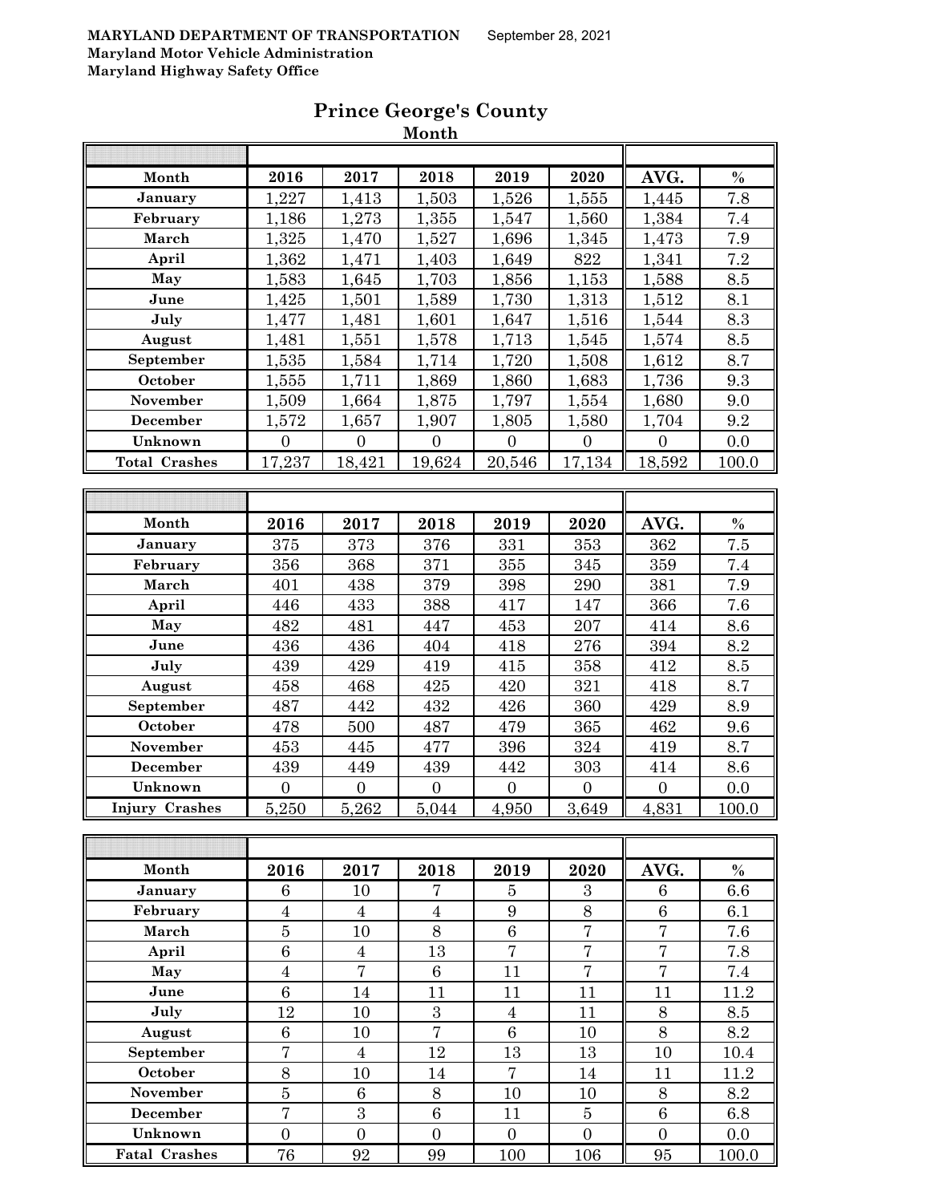**MARYLAND DEPARTMENT OF TRANSPORTATION** September 28, 2021
**Maryland Motor Vehicle Administration**
**Maryland Highway Safety Office**

# Prince George's County

## Month

| Month | 2016 | 2017 | 2018 | 2019 | 2020 | AVG. | % |
|---|---|---|---|---|---|---|---|
| January | 1,227 | 1,413 | 1,503 | 1,526 | 1,555 | 1,445 | 7.8 |
| February | 1,186 | 1,273 | 1,355 | 1,547 | 1,560 | 1,384 | 7.4 |
| March | 1,325 | 1,470 | 1,527 | 1,696 | 1,345 | 1,473 | 7.9 |
| April | 1,362 | 1,471 | 1,403 | 1,649 | 822 | 1,341 | 7.2 |
| May | 1,583 | 1,645 | 1,703 | 1,856 | 1,153 | 1,588 | 8.5 |
| June | 1,425 | 1,501 | 1,589 | 1,730 | 1,313 | 1,512 | 8.1 |
| July | 1,477 | 1,481 | 1,601 | 1,647 | 1,516 | 1,544 | 8.3 |
| August | 1,481 | 1,551 | 1,578 | 1,713 | 1,545 | 1,574 | 8.5 |
| September | 1,535 | 1,584 | 1,714 | 1,720 | 1,508 | 1,612 | 8.7 |
| October | 1,555 | 1,711 | 1,869 | 1,860 | 1,683 | 1,736 | 9.3 |
| November | 1,509 | 1,664 | 1,875 | 1,797 | 1,554 | 1,680 | 9.0 |
| December | 1,572 | 1,657 | 1,907 | 1,805 | 1,580 | 1,704 | 9.2 |
| Unknown | 0 | 0 | 0 | 0 | 0 | 0 | 0.0 |
| Total Crashes | 17,237 | 18,421 | 19,624 | 20,546 | 17,134 | 18,592 | 100.0 |

| Month | 2016 | 2017 | 2018 | 2019 | 2020 | AVG. | % |
|---|---|---|---|---|---|---|---|
| January | 375 | 373 | 376 | 331 | 353 | 362 | 7.5 |
| February | 356 | 368 | 371 | 355 | 345 | 359 | 7.4 |
| March | 401 | 438 | 379 | 398 | 290 | 381 | 7.9 |
| April | 446 | 433 | 388 | 417 | 147 | 366 | 7.6 |
| May | 482 | 481 | 447 | 453 | 207 | 414 | 8.6 |
| June | 436 | 436 | 404 | 418 | 276 | 394 | 8.2 |
| July | 439 | 429 | 419 | 415 | 358 | 412 | 8.5 |
| August | 458 | 468 | 425 | 420 | 321 | 418 | 8.7 |
| September | 487 | 442 | 432 | 426 | 360 | 429 | 8.9 |
| October | 478 | 500 | 487 | 479 | 365 | 462 | 9.6 |
| November | 453 | 445 | 477 | 396 | 324 | 419 | 8.7 |
| December | 439 | 449 | 439 | 442 | 303 | 414 | 8.6 |
| Unknown | 0 | 0 | 0 | 0 | 0 | 0 | 0.0 |
| Injury Crashes | 5,250 | 5,262 | 5,044 | 4,950 | 3,649 | 4,831 | 100.0 |

| Month | 2016 | 2017 | 2018 | 2019 | 2020 | AVG. | % |
|---|---|---|---|---|---|---|---|
| January | 6 | 10 | 7 | 5 | 3 | 6 | 6.6 |
| February | 4 | 4 | 4 | 9 | 8 | 6 | 6.1 |
| March | 5 | 10 | 8 | 6 | 7 | 7 | 7.6 |
| April | 6 | 4 | 13 | 7 | 7 | 7 | 7.8 |
| May | 4 | 7 | 6 | 11 | 7 | 7 | 7.4 |
| June | 6 | 14 | 11 | 11 | 11 | 11 | 11.2 |
| July | 12 | 10 | 3 | 4 | 11 | 8 | 8.5 |
| August | 6 | 10 | 7 | 6 | 10 | 8 | 8.2 |
| September | 7 | 4 | 12 | 13 | 13 | 10 | 10.4 |
| October | 8 | 10 | 14 | 7 | 14 | 11 | 11.2 |
| November | 5 | 6 | 8 | 10 | 10 | 8 | 8.2 |
| December | 7 | 3 | 6 | 11 | 5 | 6 | 6.8 |
| Unknown | 0 | 0 | 0 | 0 | 0 | 0 | 0.0 |
| Fatal Crashes | 76 | 92 | 99 | 100 | 106 | 95 | 100.0 |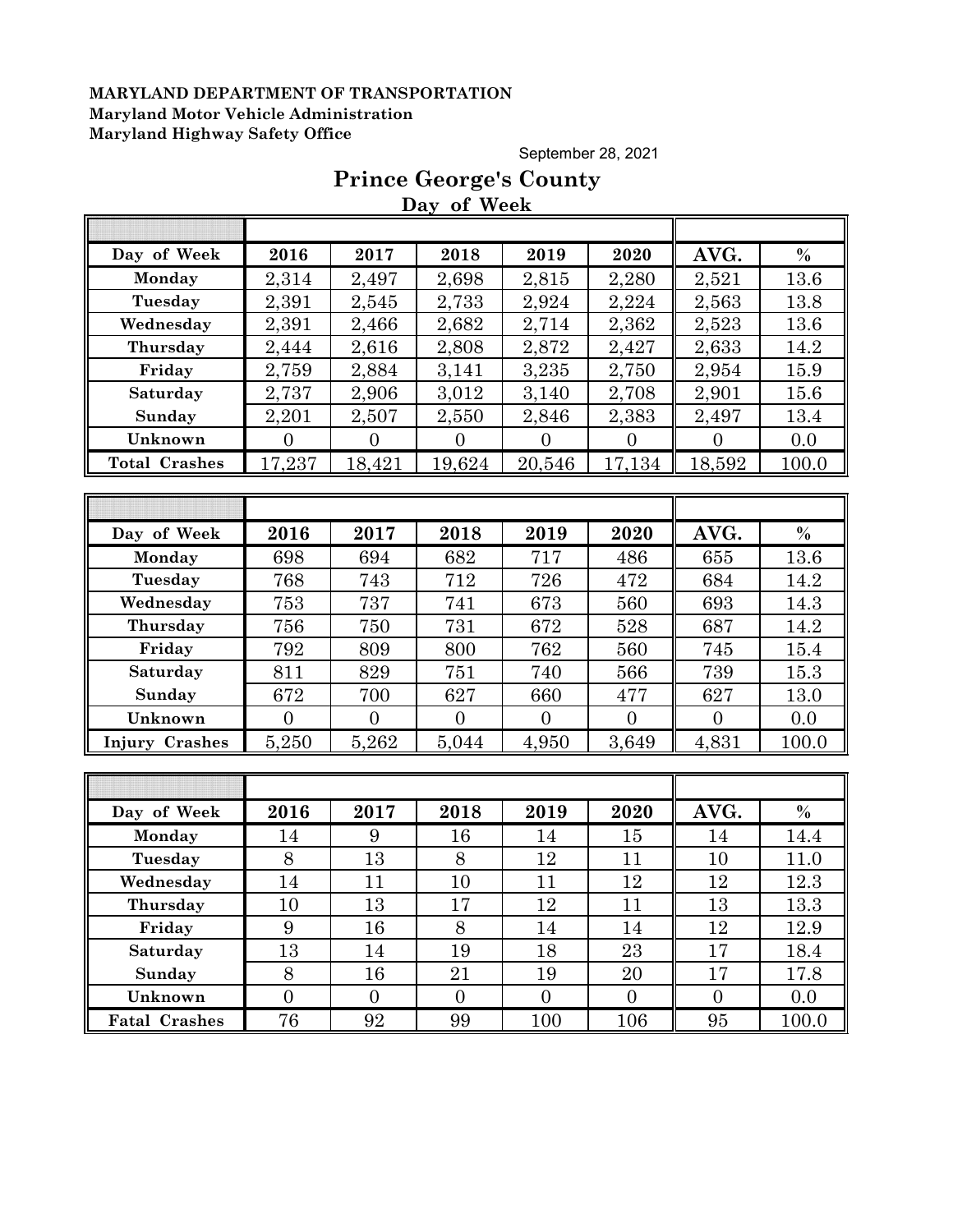**MARYLAND DEPARTMENT OF TRANSPORTATION**
**Maryland Motor Vehicle Administration**
**Maryland Highway Safety Office**

September 28, 2021

# Prince George's County

## Day of Week

| Day of Week | 2016 | 2017 | 2018 | 2019 | 2020 | AVG. | % |
|---|---|---|---|---|---|---|---|
| Monday | 2,314 | 2,497 | 2,698 | 2,815 | 2,280 | 2,521 | 13.6 |
| Tuesday | 2,391 | 2,545 | 2,733 | 2,924 | 2,224 | 2,563 | 13.8 |
| Wednesday | 2,391 | 2,466 | 2,682 | 2,714 | 2,362 | 2,523 | 13.6 |
| Thursday | 2,444 | 2,616 | 2,808 | 2,872 | 2,427 | 2,633 | 14.2 |
| Friday | 2,759 | 2,884 | 3,141 | 3,235 | 2,750 | 2,954 | 15.9 |
| Saturday | 2,737 | 2,906 | 3,012 | 3,140 | 2,708 | 2,901 | 15.6 |
| Sunday | 2,201 | 2,507 | 2,550 | 2,846 | 2,383 | 2,497 | 13.4 |
| Unknown | 0 | 0 | 0 | 0 | 0 | 0 | 0.0 |
| Total Crashes | 17,237 | 18,421 | 19,624 | 20,546 | 17,134 | 18,592 | 100.0 |

| Day of Week | 2016 | 2017 | 2018 | 2019 | 2020 | AVG. | % |
|---|---|---|---|---|---|---|---|
| Monday | 698 | 694 | 682 | 717 | 486 | 655 | 13.6 |
| Tuesday | 768 | 743 | 712 | 726 | 472 | 684 | 14.2 |
| Wednesday | 753 | 737 | 741 | 673 | 560 | 693 | 14.3 |
| Thursday | 756 | 750 | 731 | 672 | 528 | 687 | 14.2 |
| Friday | 792 | 809 | 800 | 762 | 560 | 745 | 15.4 |
| Saturday | 811 | 829 | 751 | 740 | 566 | 739 | 15.3 |
| Sunday | 672 | 700 | 627 | 660 | 477 | 627 | 13.0 |
| Unknown | 0 | 0 | 0 | 0 | 0 | 0 | 0.0 |
| Injury Crashes | 5,250 | 5,262 | 5,044 | 4,950 | 3,649 | 4,831 | 100.0 |

| Day of Week | 2016 | 2017 | 2018 | 2019 | 2020 | AVG. | % |
|---|---|---|---|---|---|---|---|
| Monday | 14 | 9 | 16 | 14 | 15 | 14 | 14.4 |
| Tuesday | 8 | 13 | 8 | 12 | 11 | 10 | 11.0 |
| Wednesday | 14 | 11 | 10 | 11 | 12 | 12 | 12.3 |
| Thursday | 10 | 13 | 17 | 12 | 11 | 13 | 13.3 |
| Friday | 9 | 16 | 8 | 14 | 14 | 12 | 12.9 |
| Saturday | 13 | 14 | 19 | 18 | 23 | 17 | 18.4 |
| Sunday | 8 | 16 | 21 | 19 | 20 | 17 | 17.8 |
| Unknown | 0 | 0 | 0 | 0 | 0 | 0 | 0.0 |
| Fatal Crashes | 76 | 92 | 99 | 100 | 106 | 95 | 100.0 |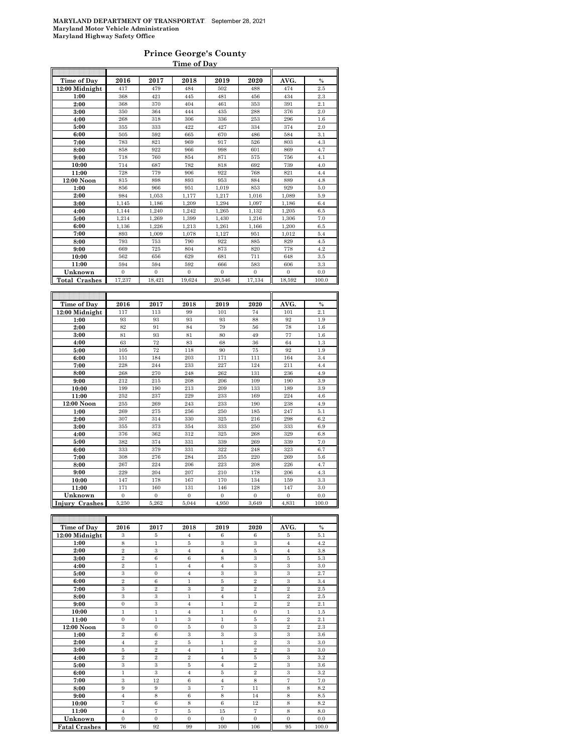**MARYLAND DEPARTMENT OF TRANSPORTAT** September 28, 2021
**Maryland Motor Vehicle Administration**
**Maryland Highway Safety Office**

## Prince George's County

### Time of Day

| Time of Day | 2016 | 2017 | 2018 | 2019 | 2020 | AVG. | % |
|---|---|---|---|---|---|---|---|
| 12:00 Midnight | 417 | 479 | 484 | 502 | 488 | 474 | 2.5 |
| 1:00 | 368 | 421 | 445 | 481 | 456 | 434 | 2.3 |
| 2:00 | 368 | 370 | 404 | 461 | 353 | 391 | 2.1 |
| 3:00 | 350 | 364 | 444 | 435 | 288 | 376 | 2.0 |
| 4:00 | 268 | 318 | 306 | 336 | 253 | 296 | 1.6 |
| 5:00 | 355 | 333 | 422 | 427 | 334 | 374 | 2.0 |
| 6:00 | 505 | 592 | 665 | 670 | 486 | 584 | 3.1 |
| 7:00 | 783 | 821 | 969 | 917 | 526 | 803 | 4.3 |
| 8:00 | 858 | 922 | 966 | 998 | 601 | 869 | 4.7 |
| 9:00 | 718 | 760 | 854 | 871 | 575 | 756 | 4.1 |
| 10:00 | 714 | 687 | 782 | 818 | 692 | 739 | 4.0 |
| 11:00 | 728 | 779 | 906 | 922 | 768 | 821 | 4.4 |
| 12:00 Noon | 815 | 898 | 893 | 953 | 884 | 889 | 4.8 |
| 1:00 | 856 | 966 | 951 | 1,019 | 853 | 929 | 5.0 |
| 2:00 | 984 | 1,053 | 1,177 | 1,217 | 1,016 | 1,089 | 5.9 |
| 3:00 | 1,145 | 1,186 | 1,209 | 1,294 | 1,097 | 1,186 | 6.4 |
| 4:00 | 1,144 | 1,240 | 1,242 | 1,265 | 1,132 | 1,205 | 6.5 |
| 5:00 | 1,214 | 1,269 | 1,399 | 1,430 | 1,216 | 1,306 | 7.0 |
| 6:00 | 1,136 | 1,226 | 1,213 | 1,261 | 1,166 | 1,200 | 6.5 |
| 7:00 | 893 | 1,009 | 1,078 | 1,127 | 951 | 1,012 | 5.4 |
| 8:00 | 793 | 753 | 790 | 922 | 885 | 829 | 4.5 |
| 9:00 | 669 | 725 | 804 | 873 | 820 | 778 | 4.2 |
| 10:00 | 562 | 656 | 629 | 681 | 711 | 648 | 3.5 |
| 11:00 | 594 | 594 | 592 | 666 | 583 | 606 | 3.3 |
| Unknown | 0 | 0 | 0 | 0 | 0 | 0 | 0.0 |
| **Total Crashes** | 17,237 | 18,421 | 19,624 | 20,546 | 17,134 | 18,592 | 100.0 |

| Time of Day | 2016 | 2017 | 2018 | 2019 | 2020 | AVG. | % |
|---|---|---|---|---|---|---|---|
| 12:00 Midnight | 117 | 113 | 99 | 101 | 74 | 101 | 2.1 |
| 1:00 | 93 | 93 | 93 | 93 | 88 | 92 | 1.9 |
| 2:00 | 82 | 91 | 84 | 79 | 56 | 78 | 1.6 |
| 3:00 | 81 | 93 | 81 | 80 | 49 | 77 | 1.6 |
| 4:00 | 63 | 72 | 83 | 68 | 36 | 64 | 1.3 |
| 5:00 | 105 | 72 | 118 | 90 | 75 | 92 | 1.9 |
| 6:00 | 151 | 184 | 203 | 171 | 111 | 164 | 3.4 |
| 7:00 | 228 | 244 | 233 | 227 | 124 | 211 | 4.4 |
| 8:00 | 268 | 270 | 248 | 262 | 131 | 236 | 4.9 |
| 9:00 | 212 | 215 | 208 | 206 | 109 | 190 | 3.9 |
| 10:00 | 199 | 190 | 213 | 209 | 133 | 189 | 3.9 |
| 11:00 | 252 | 237 | 229 | 233 | 169 | 224 | 4.6 |
| 12:00 Noon | 255 | 269 | 243 | 233 | 190 | 238 | 4.9 |
| 1:00 | 269 | 275 | 256 | 250 | 185 | 247 | 5.1 |
| 2:00 | 307 | 314 | 330 | 325 | 216 | 298 | 6.2 |
| 3:00 | 355 | 373 | 354 | 333 | 250 | 333 | 6.9 |
| 4:00 | 376 | 362 | 312 | 325 | 268 | 329 | 6.8 |
| 5:00 | 382 | 374 | 331 | 339 | 269 | 339 | 7.0 |
| 6:00 | 333 | 379 | 331 | 322 | 248 | 323 | 6.7 |
| 7:00 | 308 | 276 | 284 | 255 | 220 | 269 | 5.6 |
| 8:00 | 267 | 224 | 206 | 223 | 208 | 226 | 4.7 |
| 9:00 | 229 | 204 | 207 | 210 | 178 | 206 | 4.3 |
| 10:00 | 147 | 178 | 167 | 170 | 134 | 159 | 3.3 |
| 11:00 | 171 | 160 | 131 | 146 | 128 | 147 | 3.0 |
| Unknown | 0 | 0 | 0 | 0 | 0 | 0 | 0.0 |
| **Injury Crashes** | 5,250 | 5,262 | 5,044 | 4,950 | 3,649 | 4,831 | 100.0 |

| Time of Day | 2016 | 2017 | 2018 | 2019 | 2020 | AVG. | % |
|---|---|---|---|---|---|---|---|
| 12:00 Midnight | 3 | 5 | 4 | 6 | 6 | 5 | 5.1 |
| 1:00 | 8 | 1 | 5 | 3 | 3 | 4 | 4.2 |
| 2:00 | 2 | 3 | 4 | 4 | 5 | 4 | 3.8 |
| 3:00 | 2 | 6 | 6 | 8 | 3 | 5 | 5.3 |
| 4:00 | 2 | 1 | 4 | 4 | 3 | 3 | 3.0 |
| 5:00 | 3 | 0 | 4 | 3 | 3 | 3 | 2.7 |
| 6:00 | 2 | 6 | 1 | 5 | 2 | 3 | 3.4 |
| 7:00 | 3 | 2 | 3 | 2 | 2 | 2 | 2.5 |
| 8:00 | 3 | 3 | 1 | 4 | 1 | 2 | 2.5 |
| 9:00 | 0 | 3 | 4 | 1 | 2 | 2 | 2.1 |
| 10:00 | 1 | 1 | 4 | 1 | 0 | 1 | 1.5 |
| 11:00 | 0 | 1 | 3 | 1 | 5 | 2 | 2.1 |
| 12:00 Noon | 3 | 0 | 5 | 0 | 3 | 2 | 2.3 |
| 1:00 | 2 | 6 | 3 | 3 | 3 | 3 | 3.6 |
| 2:00 | 4 | 2 | 5 | 1 | 2 | 3 | 3.0 |
| 3:00 | 5 | 2 | 4 | 1 | 2 | 3 | 3.0 |
| 4:00 | 2 | 2 | 2 | 4 | 5 | 3 | 3.2 |
| 5:00 | 3 | 3 | 5 | 4 | 2 | 3 | 3.6 |
| 6:00 | 1 | 3 | 4 | 5 | 2 | 3 | 3.2 |
| 7:00 | 3 | 12 | 6 | 4 | 8 | 7 | 7.0 |
| 8:00 | 9 | 9 | 3 | 7 | 11 | 8 | 8.2 |
| 9:00 | 4 | 8 | 6 | 8 | 14 | 8 | 8.5 |
| 10:00 | 7 | 6 | 8 | 6 | 12 | 8 | 8.2 |
| 11:00 | 4 | 7 | 5 | 15 | 7 | 8 | 8.0 |
| Unknown | 0 | 0 | 0 | 0 | 0 | 0 | 0.0 |
| **Fatal Crashes** | 76 | 92 | 99 | 100 | 106 | 95 | 100.0 |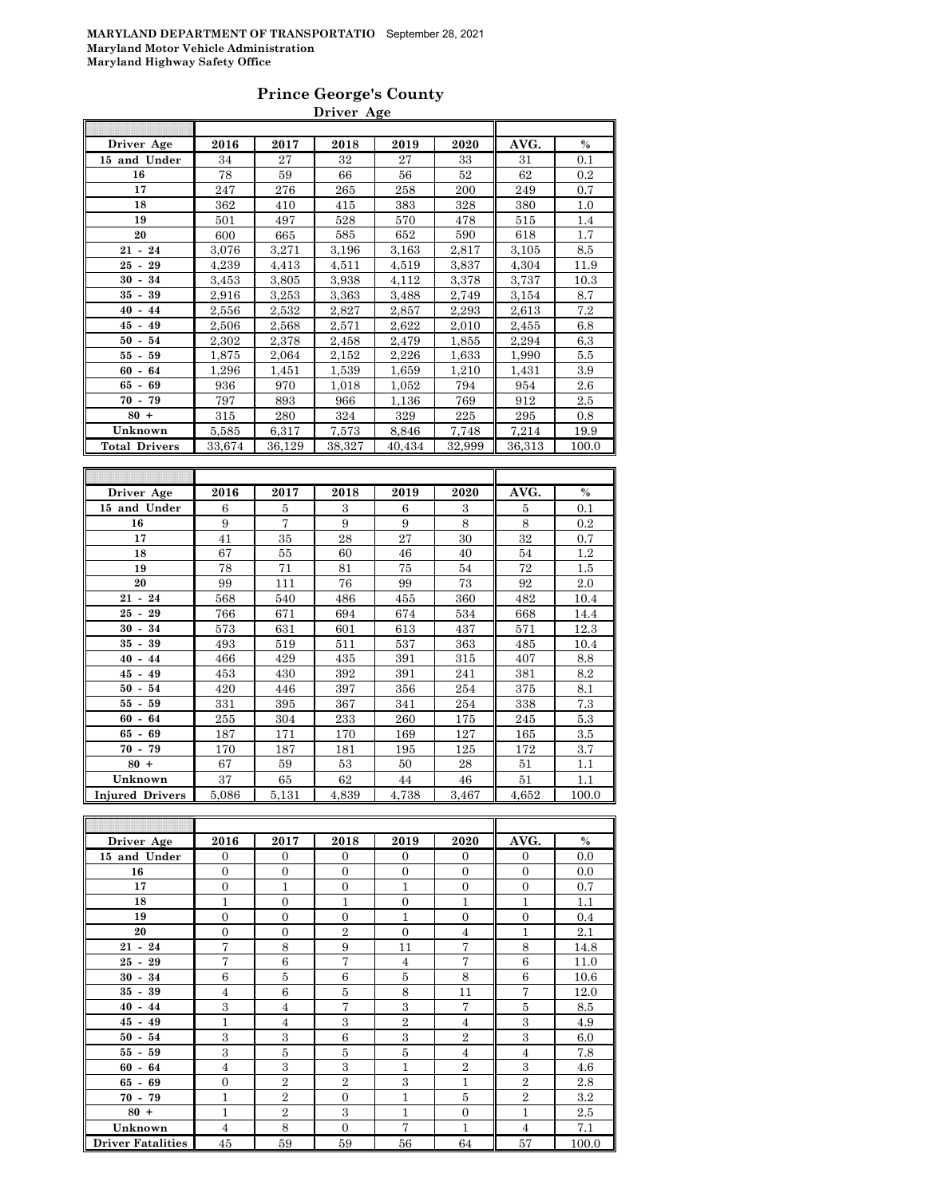MARYLAND DEPARTMENT OF TRANSPORTATIO September 28, 2021
Maryland Motor Vehicle Administration
Maryland Highway Safety Office

## Prince George's County

### Driver Age

| Driver Age | 2016 | 2017 | 2018 | 2019 | 2020 | AVG. | % |
|---|---|---|---|---|---|---|---|
| 15 and Under | 34 | 27 | 32 | 27 | 33 | 31 | 0.1 |
| 16 | 78 | 59 | 66 | 56 | 52 | 62 | 0.2 |
| 17 | 247 | 276 | 265 | 258 | 200 | 249 | 0.7 |
| 18 | 362 | 410 | 415 | 383 | 328 | 380 | 1.0 |
| 19 | 501 | 497 | 528 | 570 | 478 | 515 | 1.4 |
| 20 | 600 | 665 | 585 | 652 | 590 | 618 | 1.7 |
| 21 - 24 | 3,076 | 3,271 | 3,196 | 3,163 | 2,817 | 3,105 | 8.5 |
| 25 - 29 | 4,239 | 4,413 | 4,511 | 4,519 | 3,837 | 4,304 | 11.9 |
| 30 - 34 | 3,453 | 3,805 | 3,938 | 4,112 | 3,378 | 3,737 | 10.3 |
| 35 - 39 | 2,916 | 3,253 | 3,363 | 3,488 | 2,749 | 3,154 | 8.7 |
| 40 - 44 | 2,556 | 2,532 | 2,827 | 2,857 | 2,293 | 2,613 | 7.2 |
| 45 - 49 | 2,506 | 2,568 | 2,571 | 2,622 | 2,010 | 2,455 | 6.8 |
| 50 - 54 | 2,302 | 2,378 | 2,458 | 2,479 | 1,855 | 2,294 | 6.3 |
| 55 - 59 | 1,875 | 2,064 | 2,152 | 2,226 | 1,633 | 1,990 | 5.5 |
| 60 - 64 | 1,296 | 1,451 | 1,539 | 1,659 | 1,210 | 1,431 | 3.9 |
| 65 - 69 | 936 | 970 | 1,018 | 1,052 | 794 | 954 | 2.6 |
| 70 - 79 | 797 | 893 | 966 | 1,136 | 769 | 912 | 2.5 |
| 80 + | 315 | 280 | 324 | 329 | 225 | 295 | 0.8 |
| Unknown | 5,585 | 6,317 | 7,573 | 8,846 | 7,748 | 7,214 | 19.9 |
| Total Drivers | 33,674 | 36,129 | 38,327 | 40,434 | 32,999 | 36,313 | 100.0 |

| Driver Age | 2016 | 2017 | 2018 | 2019 | 2020 | AVG. | % |
|---|---|---|---|---|---|---|---|
| 15 and Under | 6 | 5 | 3 | 6 | 3 | 5 | 0.1 |
| 16 | 9 | 7 | 9 | 9 | 8 | 8 | 0.2 |
| 17 | 41 | 35 | 28 | 27 | 30 | 32 | 0.7 |
| 18 | 67 | 55 | 60 | 46 | 40 | 54 | 1.2 |
| 19 | 78 | 71 | 81 | 75 | 54 | 72 | 1.5 |
| 20 | 99 | 111 | 76 | 99 | 73 | 92 | 2.0 |
| 21 - 24 | 568 | 540 | 486 | 455 | 360 | 482 | 10.4 |
| 25 - 29 | 766 | 671 | 694 | 674 | 534 | 668 | 14.4 |
| 30 - 34 | 573 | 631 | 601 | 613 | 437 | 571 | 12.3 |
| 35 - 39 | 493 | 519 | 511 | 537 | 363 | 485 | 10.4 |
| 40 - 44 | 466 | 429 | 435 | 391 | 315 | 407 | 8.8 |
| 45 - 49 | 453 | 430 | 392 | 391 | 241 | 381 | 8.2 |
| 50 - 54 | 420 | 446 | 397 | 356 | 254 | 375 | 8.1 |
| 55 - 59 | 331 | 395 | 367 | 341 | 254 | 338 | 7.3 |
| 60 - 64 | 255 | 304 | 233 | 260 | 175 | 245 | 5.3 |
| 65 - 69 | 187 | 171 | 170 | 169 | 127 | 165 | 3.5 |
| 70 - 79 | 170 | 187 | 181 | 195 | 125 | 172 | 3.7 |
| 80 + | 67 | 59 | 53 | 50 | 28 | 51 | 1.1 |
| Unknown | 37 | 65 | 62 | 44 | 46 | 51 | 1.1 |
| Injured Drivers | 5,086 | 5,131 | 4,839 | 4,738 | 3,467 | 4,652 | 100.0 |

| Driver Age | 2016 | 2017 | 2018 | 2019 | 2020 | AVG. | % |
|---|---|---|---|---|---|---|---|
| 15 and Under | 0 | 0 | 0 | 0 | 0 | 0 | 0.0 |
| 16 | 0 | 0 | 0 | 0 | 0 | 0 | 0.0 |
| 17 | 0 | 1 | 0 | 1 | 0 | 0 | 0.7 |
| 18 | 1 | 0 | 1 | 0 | 1 | 1 | 1.1 |
| 19 | 0 | 0 | 0 | 1 | 0 | 0 | 0.4 |
| 20 | 0 | 0 | 2 | 0 | 4 | 1 | 2.1 |
| 21 - 24 | 7 | 8 | 9 | 11 | 7 | 8 | 14.8 |
| 25 - 29 | 7 | 6 | 7 | 4 | 7 | 6 | 11.0 |
| 30 - 34 | 6 | 5 | 6 | 5 | 8 | 6 | 10.6 |
| 35 - 39 | 4 | 6 | 5 | 8 | 11 | 7 | 12.0 |
| 40 - 44 | 3 | 4 | 7 | 3 | 7 | 5 | 8.5 |
| 45 - 49 | 1 | 4 | 3 | 2 | 4 | 3 | 4.9 |
| 50 - 54 | 3 | 3 | 6 | 3 | 2 | 3 | 6.0 |
| 55 - 59 | 3 | 5 | 5 | 5 | 4 | 4 | 7.8 |
| 60 - 64 | 4 | 3 | 3 | 1 | 2 | 3 | 4.6 |
| 65 - 69 | 0 | 2 | 2 | 3 | 1 | 2 | 2.8 |
| 70 - 79 | 1 | 2 | 0 | 1 | 5 | 2 | 3.2 |
| 80 + | 1 | 2 | 3 | 1 | 0 | 1 | 2.5 |
| Unknown | 4 | 8 | 0 | 7 | 1 | 4 | 7.1 |
| Driver Fatalities | 45 | 59 | 59 | 56 | 64 | 57 | 100.0 |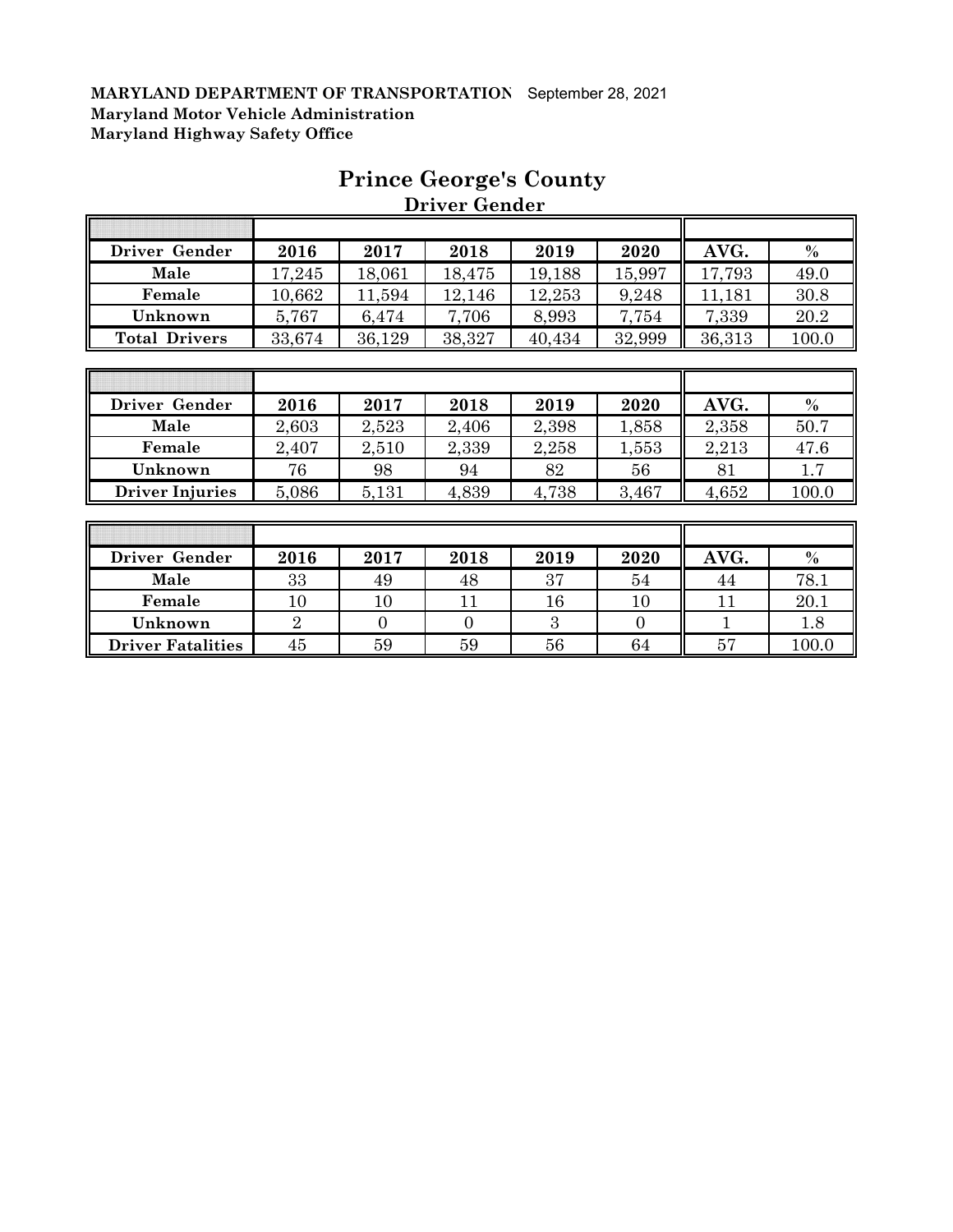**MARYLAND DEPARTMENT OF TRANSPORTATION** September 28, 2021
**Maryland Motor Vehicle Administration**
**Maryland Highway Safety Office**

# Prince George's County

## Driver Gender

| Driver Gender | 2016 | 2017 | 2018 | 2019 | 2020 | AVG. | % |
|---|---|---|---|---|---|---|---|
| Male | 17,245 | 18,061 | 18,475 | 19,188 | 15,997 | 17,793 | 49.0 |
| Female | 10,662 | 11,594 | 12,146 | 12,253 | 9,248 | 11,181 | 30.8 |
| Unknown | 5,767 | 6,474 | 7,706 | 8,993 | 7,754 | 7,339 | 20.2 |
| Total Drivers | 33,674 | 36,129 | 38,327 | 40,434 | 32,999 | 36,313 | 100.0 |

| Driver Gender | 2016 | 2017 | 2018 | 2019 | 2020 | AVG. | % |
|---|---|---|---|---|---|---|---|
| Male | 2,603 | 2,523 | 2,406 | 2,398 | 1,858 | 2,358 | 50.7 |
| Female | 2,407 | 2,510 | 2,339 | 2,258 | 1,553 | 2,213 | 47.6 |
| Unknown | 76 | 98 | 94 | 82 | 56 | 81 | 1.7 |
| Driver Injuries | 5,086 | 5,131 | 4,839 | 4,738 | 3,467 | 4,652 | 100.0 |

| Driver Gender | 2016 | 2017 | 2018 | 2019 | 2020 | AVG. | % |
|---|---|---|---|---|---|---|---|
| Male | 33 | 49 | 48 | 37 | 54 | 44 | 78.1 |
| Female | 10 | 10 | 11 | 16 | 10 | 11 | 20.1 |
| Unknown | 2 | 0 | 0 | 3 | 0 | 1 | 1.8 |
| Driver Fatalities | 45 | 59 | 59 | 56 | 64 | 57 | 100.0 |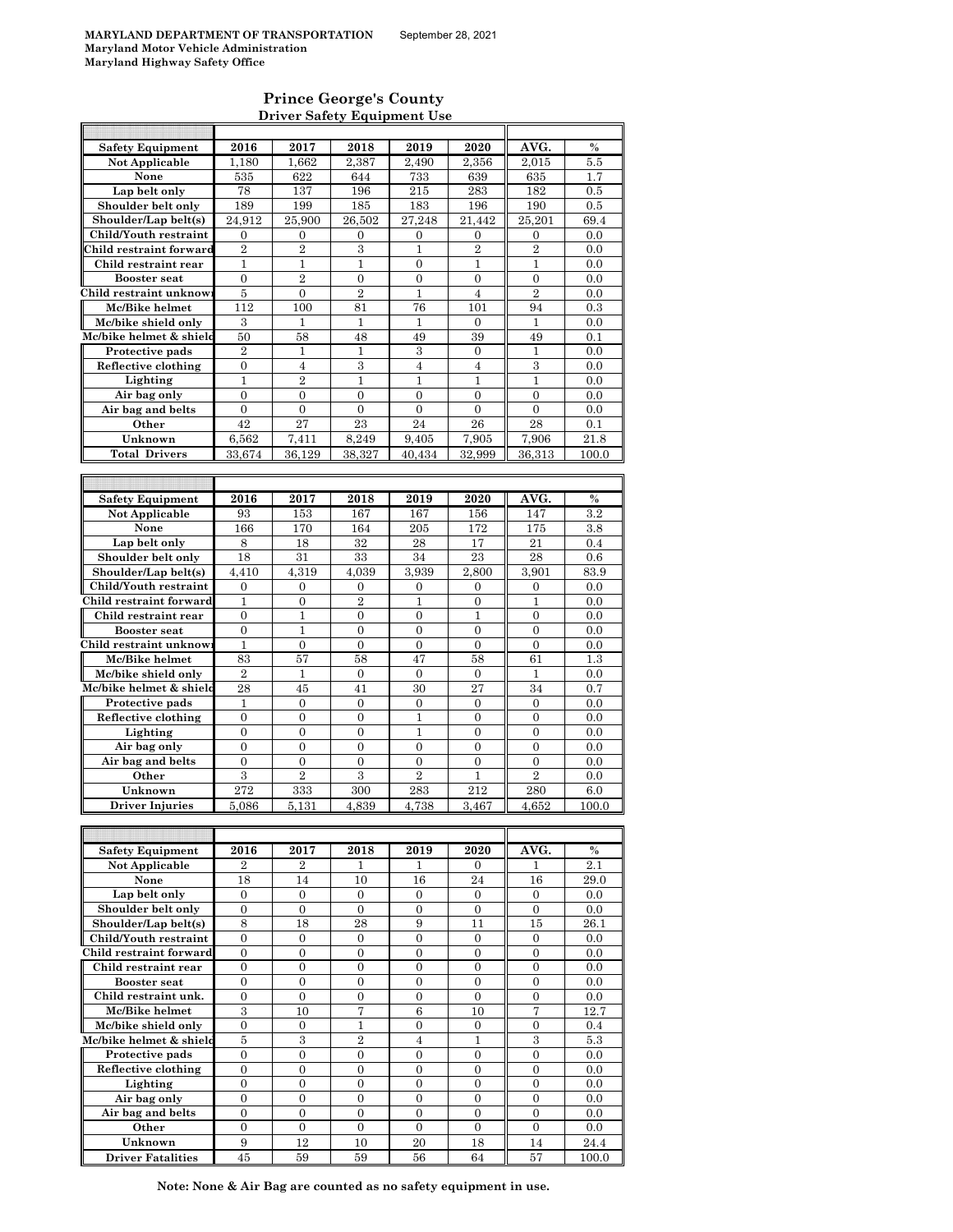**MARYLAND DEPARTMENT OF TRANSPORTATION** September 28, 2021
**Maryland Motor Vehicle Administration**
**Maryland Highway Safety Office**

## Prince George's County
### Driver Safety Equipment Use

| Safety Equipment | 2016 | 2017 | 2018 | 2019 | 2020 | AVG. | % |
|---|---|---|---|---|---|---|---|
| Not Applicable | 1,180 | 1,662 | 2,387 | 2,490 | 2,356 | 2,015 | 5.5 |
| None | 535 | 622 | 644 | 733 | 639 | 635 | 1.7 |
| Lap belt only | 78 | 137 | 196 | 215 | 283 | 182 | 0.5 |
| Shoulder belt only | 189 | 199 | 185 | 183 | 196 | 190 | 0.5 |
| Shoulder/Lap belt(s) | 24,912 | 25,900 | 26,502 | 27,248 | 21,442 | 25,201 | 69.4 |
| Child/Youth restraint | 0 | 0 | 0 | 0 | 0 | 0 | 0.0 |
| Child restraint forward | 2 | 2 | 3 | 1 | 2 | 2 | 0.0 |
| Child restraint rear | 1 | 1 | 1 | 0 | 1 | 1 | 0.0 |
| Booster seat | 0 | 2 | 0 | 0 | 0 | 0 | 0.0 |
| Child restraint unknown | 5 | 0 | 2 | 1 | 4 | 2 | 0.0 |
| Mc/Bike helmet | 112 | 100 | 81 | 76 | 101 | 94 | 0.3 |
| Mc/bike shield only | 3 | 1 | 1 | 1 | 0 | 1 | 0.0 |
| Mc/bike helmet & shield | 50 | 58 | 48 | 49 | 39 | 49 | 0.1 |
| Protective pads | 2 | 1 | 1 | 3 | 0 | 1 | 0.0 |
| Reflective clothing | 0 | 4 | 3 | 4 | 4 | 3 | 0.0 |
| Lighting | 1 | 2 | 1 | 1 | 1 | 1 | 0.0 |
| Air bag only | 0 | 0 | 0 | 0 | 0 | 0 | 0.0 |
| Air bag and belts | 0 | 0 | 0 | 0 | 0 | 0 | 0.0 |
| Other | 42 | 27 | 23 | 24 | 26 | 28 | 0.1 |
| Unknown | 6,562 | 7,411 | 8,249 | 9,405 | 7,905 | 7,906 | 21.8 |
| Total Drivers | 33,674 | 36,129 | 38,327 | 40,434 | 32,999 | 36,313 | 100.0 |

| Safety Equipment | 2016 | 2017 | 2018 | 2019 | 2020 | AVG. | % |
|---|---|---|---|---|---|---|---|
| Not Applicable | 93 | 153 | 167 | 167 | 156 | 147 | 3.2 |
| None | 166 | 170 | 164 | 205 | 172 | 175 | 3.8 |
| Lap belt only | 8 | 18 | 32 | 28 | 17 | 21 | 0.4 |
| Shoulder belt only | 18 | 31 | 33 | 34 | 23 | 28 | 0.6 |
| Shoulder/Lap belt(s) | 4,410 | 4,319 | 4,039 | 3,939 | 2,800 | 3,901 | 83.9 |
| Child/Youth restraint | 0 | 0 | 0 | 0 | 0 | 0 | 0.0 |
| Child restraint forward | 1 | 0 | 2 | 1 | 0 | 1 | 0.0 |
| Child restraint rear | 0 | 1 | 0 | 0 | 1 | 0 | 0.0 |
| Booster seat | 0 | 1 | 0 | 0 | 0 | 0 | 0.0 |
| Child restraint unknown | 1 | 0 | 0 | 0 | 0 | 0 | 0.0 |
| Mc/Bike helmet | 83 | 57 | 58 | 47 | 58 | 61 | 1.3 |
| Mc/bike shield only | 2 | 1 | 0 | 0 | 0 | 1 | 0.0 |
| Mc/bike helmet & shield | 28 | 45 | 41 | 30 | 27 | 34 | 0.7 |
| Protective pads | 1 | 0 | 0 | 0 | 0 | 0 | 0.0 |
| Reflective clothing | 0 | 0 | 0 | 1 | 0 | 0 | 0.0 |
| Lighting | 0 | 0 | 0 | 1 | 0 | 0 | 0.0 |
| Air bag only | 0 | 0 | 0 | 0 | 0 | 0 | 0.0 |
| Air bag and belts | 0 | 0 | 0 | 0 | 0 | 0 | 0.0 |
| Other | 3 | 2 | 3 | 2 | 1 | 2 | 0.0 |
| Unknown | 272 | 333 | 300 | 283 | 212 | 280 | 6.0 |
| Driver Injuries | 5,086 | 5,131 | 4,839 | 4,738 | 3,467 | 4,652 | 100.0 |

| Safety Equipment | 2016 | 2017 | 2018 | 2019 | 2020 | AVG. | % |
|---|---|---|---|---|---|---|---|
| Not Applicable | 2 | 2 | 1 | 1 | 0 | 1 | 2.1 |
| None | 18 | 14 | 10 | 16 | 24 | 16 | 29.0 |
| Lap belt only | 0 | 0 | 0 | 0 | 0 | 0 | 0.0 |
| Shoulder belt only | 0 | 0 | 0 | 0 | 0 | 0 | 0.0 |
| Shoulder/Lap belt(s) | 8 | 18 | 28 | 9 | 11 | 15 | 26.1 |
| Child/Youth restraint | 0 | 0 | 0 | 0 | 0 | 0 | 0.0 |
| Child restraint forward | 0 | 0 | 0 | 0 | 0 | 0 | 0.0 |
| Child restraint rear | 0 | 0 | 0 | 0 | 0 | 0 | 0.0 |
| Booster seat | 0 | 0 | 0 | 0 | 0 | 0 | 0.0 |
| Child restraint unk. | 0 | 0 | 0 | 0 | 0 | 0 | 0.0 |
| Mc/Bike helmet | 3 | 10 | 7 | 6 | 10 | 7 | 12.7 |
| Mc/bike shield only | 0 | 0 | 1 | 0 | 0 | 0 | 0.4 |
| Mc/bike helmet & shield | 5 | 3 | 2 | 4 | 1 | 3 | 5.3 |
| Protective pads | 0 | 0 | 0 | 0 | 0 | 0 | 0.0 |
| Reflective clothing | 0 | 0 | 0 | 0 | 0 | 0 | 0.0 |
| Lighting | 0 | 0 | 0 | 0 | 0 | 0 | 0.0 |
| Air bag only | 0 | 0 | 0 | 0 | 0 | 0 | 0.0 |
| Air bag and belts | 0 | 0 | 0 | 0 | 0 | 0 | 0.0 |
| Other | 0 | 0 | 0 | 0 | 0 | 0 | 0.0 |
| Unknown | 9 | 12 | 10 | 20 | 18 | 14 | 24.4 |
| Driver Fatalities | 45 | 59 | 59 | 56 | 64 | 57 | 100.0 |

**Note: None & Air Bag are counted as no safety equipment in use.**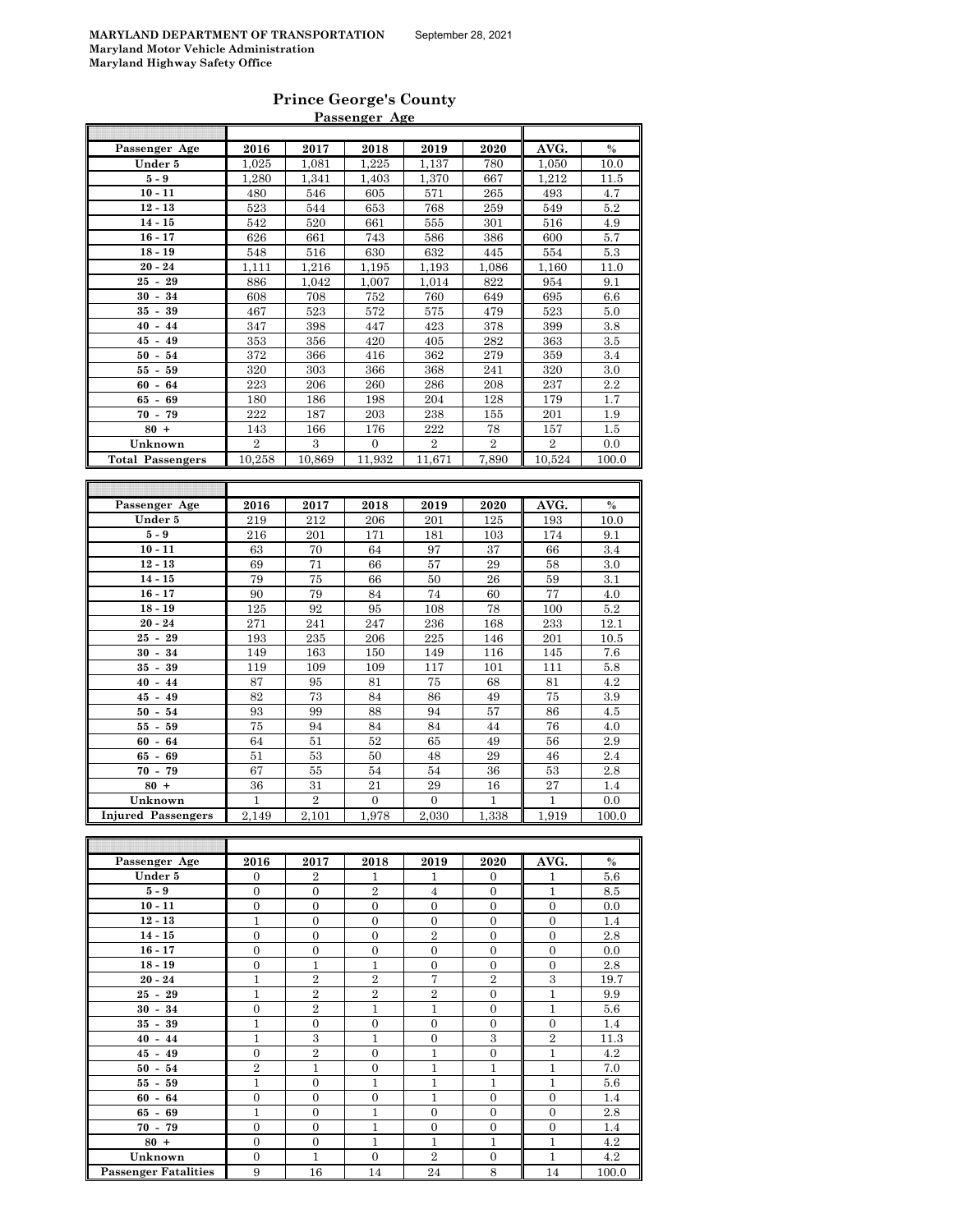MARYLAND DEPARTMENT OF TRANSPORTATION September 28, 2021
Maryland Motor Vehicle Administration
Maryland Highway Safety Office

# Prince George's County

## Passenger Age

| Passenger Age | 2016 | 2017 | 2018 | 2019 | 2020 | AVG. | % |
|---|---|---|---|---|---|---|---|
| Under 5 | 1,025 | 1,081 | 1,225 | 1,137 | 780 | 1,050 | 10.0 |
| 5 - 9 | 1,280 | 1,341 | 1,403 | 1,370 | 667 | 1,212 | 11.5 |
| 10 - 11 | 480 | 546 | 605 | 571 | 265 | 493 | 4.7 |
| 12 - 13 | 523 | 544 | 653 | 768 | 259 | 549 | 5.2 |
| 14 - 15 | 542 | 520 | 661 | 555 | 301 | 516 | 4.9 |
| 16 - 17 | 626 | 661 | 743 | 586 | 386 | 600 | 5.7 |
| 18 - 19 | 548 | 516 | 630 | 632 | 445 | 554 | 5.3 |
| 20 - 24 | 1,111 | 1,216 | 1,195 | 1,193 | 1,086 | 1,160 | 11.0 |
| 25 - 29 | 886 | 1,042 | 1,007 | 1,014 | 822 | 954 | 9.1 |
| 30 - 34 | 608 | 708 | 752 | 760 | 649 | 695 | 6.6 |
| 35 - 39 | 467 | 523 | 572 | 575 | 479 | 523 | 5.0 |
| 40 - 44 | 347 | 398 | 447 | 423 | 378 | 399 | 3.8 |
| 45 - 49 | 353 | 356 | 420 | 405 | 282 | 363 | 3.5 |
| 50 - 54 | 372 | 366 | 416 | 362 | 279 | 359 | 3.4 |
| 55 - 59 | 320 | 303 | 366 | 368 | 241 | 320 | 3.0 |
| 60 - 64 | 223 | 206 | 260 | 286 | 208 | 237 | 2.2 |
| 65 - 69 | 180 | 186 | 198 | 204 | 128 | 179 | 1.7 |
| 70 - 79 | 222 | 187 | 203 | 238 | 155 | 201 | 1.9 |
| 80 + | 143 | 166 | 176 | 222 | 78 | 157 | 1.5 |
| Unknown | 2 | 3 | 0 | 2 | 2 | 2 | 0.0 |
| Total Passengers | 10,258 | 10,869 | 11,932 | 11,671 | 7,890 | 10,524 | 100.0 |

| Passenger Age | 2016 | 2017 | 2018 | 2019 | 2020 | AVG. | % |
|---|---|---|---|---|---|---|---|
| Under 5 | 219 | 212 | 206 | 201 | 125 | 193 | 10.0 |
| 5 - 9 | 216 | 201 | 171 | 181 | 103 | 174 | 9.1 |
| 10 - 11 | 63 | 70 | 64 | 97 | 37 | 66 | 3.4 |
| 12 - 13 | 69 | 71 | 66 | 57 | 29 | 58 | 3.0 |
| 14 - 15 | 79 | 75 | 66 | 50 | 26 | 59 | 3.1 |
| 16 - 17 | 90 | 79 | 84 | 74 | 60 | 77 | 4.0 |
| 18 - 19 | 125 | 92 | 95 | 108 | 78 | 100 | 5.2 |
| 20 - 24 | 271 | 241 | 247 | 236 | 168 | 233 | 12.1 |
| 25 - 29 | 193 | 235 | 206 | 225 | 146 | 201 | 10.5 |
| 30 - 34 | 149 | 163 | 150 | 149 | 116 | 145 | 7.6 |
| 35 - 39 | 119 | 109 | 109 | 117 | 101 | 111 | 5.8 |
| 40 - 44 | 87 | 95 | 81 | 75 | 68 | 81 | 4.2 |
| 45 - 49 | 82 | 73 | 84 | 86 | 49 | 75 | 3.9 |
| 50 - 54 | 93 | 99 | 88 | 94 | 57 | 86 | 4.5 |
| 55 - 59 | 75 | 94 | 84 | 84 | 44 | 76 | 4.0 |
| 60 - 64 | 64 | 51 | 52 | 65 | 49 | 56 | 2.9 |
| 65 - 69 | 51 | 53 | 50 | 48 | 29 | 46 | 2.4 |
| 70 - 79 | 67 | 55 | 54 | 54 | 36 | 53 | 2.8 |
| 80 + | 36 | 31 | 21 | 29 | 16 | 27 | 1.4 |
| Unknown | 1 | 2 | 0 | 0 | 1 | 1 | 0.0 |
| Injured Passengers | 2,149 | 2,101 | 1,978 | 2,030 | 1,338 | 1,919 | 100.0 |

| Passenger Age | 2016 | 2017 | 2018 | 2019 | 2020 | AVG. | % |
|---|---|---|---|---|---|---|---|
| Under 5 | 0 | 2 | 1 | 1 | 0 | 1 | 5.6 |
| 5 - 9 | 0 | 0 | 2 | 4 | 0 | 1 | 8.5 |
| 10 - 11 | 0 | 0 | 0 | 0 | 0 | 0 | 0.0 |
| 12 - 13 | 1 | 0 | 0 | 0 | 0 | 0 | 1.4 |
| 14 - 15 | 0 | 0 | 0 | 2 | 0 | 0 | 2.8 |
| 16 - 17 | 0 | 0 | 0 | 0 | 0 | 0 | 0.0 |
| 18 - 19 | 0 | 1 | 1 | 0 | 0 | 0 | 2.8 |
| 20 - 24 | 1 | 2 | 2 | 7 | 2 | 3 | 19.7 |
| 25 - 29 | 1 | 2 | 2 | 2 | 0 | 1 | 9.9 |
| 30 - 34 | 0 | 2 | 1 | 1 | 0 | 1 | 5.6 |
| 35 - 39 | 1 | 0 | 0 | 0 | 0 | 0 | 1.4 |
| 40 - 44 | 1 | 3 | 1 | 0 | 3 | 2 | 11.3 |
| 45 - 49 | 0 | 2 | 0 | 1 | 0 | 1 | 4.2 |
| 50 - 54 | 2 | 1 | 0 | 1 | 1 | 1 | 7.0 |
| 55 - 59 | 1 | 0 | 1 | 1 | 1 | 1 | 5.6 |
| 60 - 64 | 0 | 0 | 0 | 1 | 0 | 0 | 1.4 |
| 65 - 69 | 1 | 0 | 1 | 0 | 0 | 0 | 2.8 |
| 70 - 79 | 0 | 0 | 1 | 0 | 0 | 0 | 1.4 |
| 80 + | 0 | 0 | 1 | 1 | 1 | 1 | 4.2 |
| Unknown | 0 | 1 | 0 | 2 | 0 | 1 | 4.2 |
| Passenger Fatalities | 9 | 16 | 14 | 24 | 8 | 14 | 100.0 |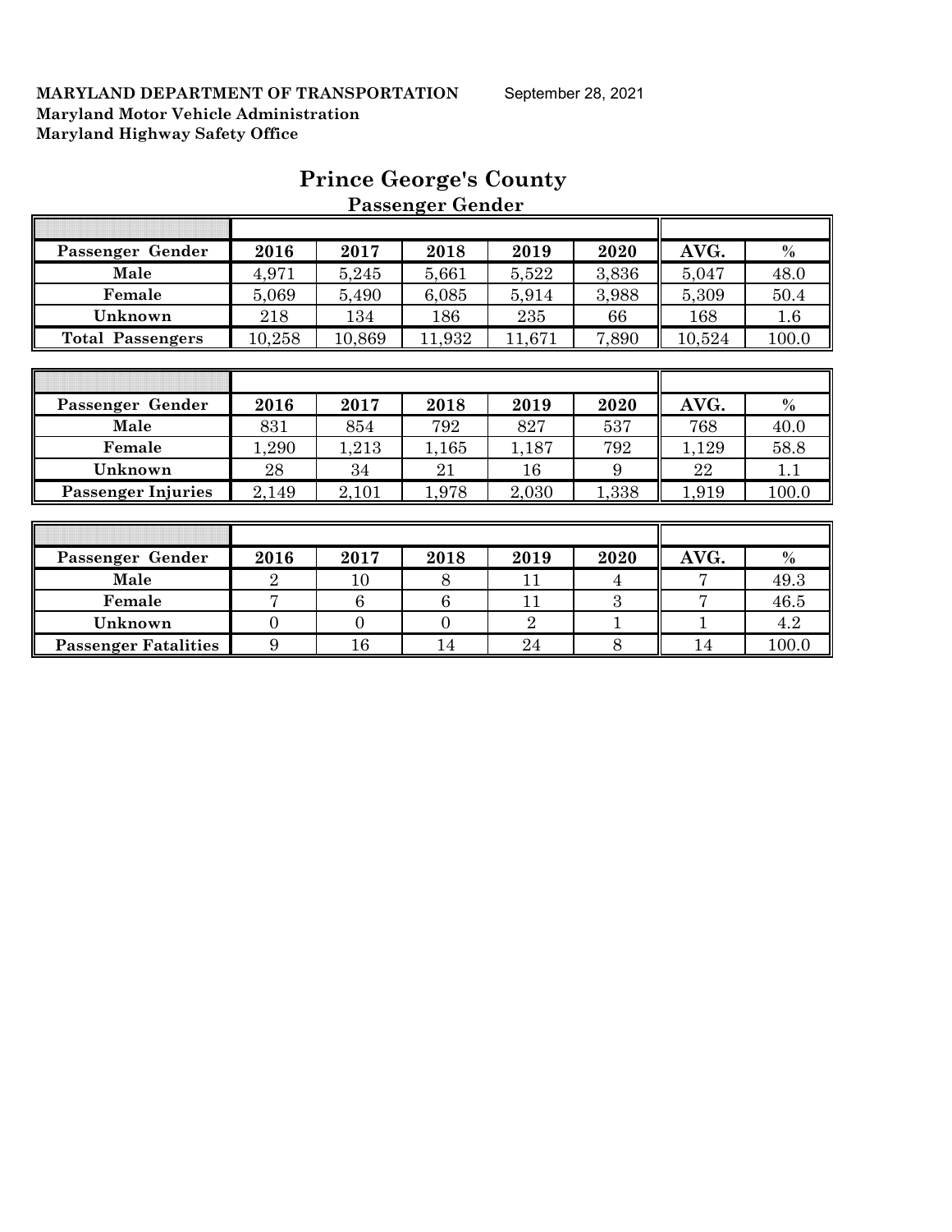**MARYLAND DEPARTMENT OF TRANSPORTATION** September 28, 2021
**Maryland Motor Vehicle Administration**
**Maryland Highway Safety Office**

# Prince George's County

## Passenger Gender

| Passenger Gender | 2016 | 2017 | 2018 | 2019 | 2020 | AVG. | % |
|---|---|---|---|---|---|---|---|
| Male | 4,971 | 5,245 | 5,661 | 5,522 | 3,836 | 5,047 | 48.0 |
| Female | 5,069 | 5,490 | 6,085 | 5,914 | 3,988 | 5,309 | 50.4 |
| Unknown | 218 | 134 | 186 | 235 | 66 | 168 | 1.6 |
| Total Passengers | 10,258 | 10,869 | 11,932 | 11,671 | 7,890 | 10,524 | 100.0 |

| Passenger Gender | 2016 | 2017 | 2018 | 2019 | 2020 | AVG. | % |
|---|---|---|---|---|---|---|---|
| Male | 831 | 854 | 792 | 827 | 537 | 768 | 40.0 |
| Female | 1,290 | 1,213 | 1,165 | 1,187 | 792 | 1,129 | 58.8 |
| Unknown | 28 | 34 | 21 | 16 | 9 | 22 | 1.1 |
| Passenger Injuries | 2,149 | 2,101 | 1,978 | 2,030 | 1,338 | 1,919 | 100.0 |

| Passenger Gender | 2016 | 2017 | 2018 | 2019 | 2020 | AVG. | % |
|---|---|---|---|---|---|---|---|
| Male | 2 | 10 | 8 | 11 | 4 | 7 | 49.3 |
| Female | 7 | 6 | 6 | 11 | 3 | 7 | 46.5 |
| Unknown | 0 | 0 | 0 | 2 | 1 | 1 | 4.2 |
| Passenger Fatalities | 9 | 16 | 14 | 24 | 8 | 14 | 100.0 |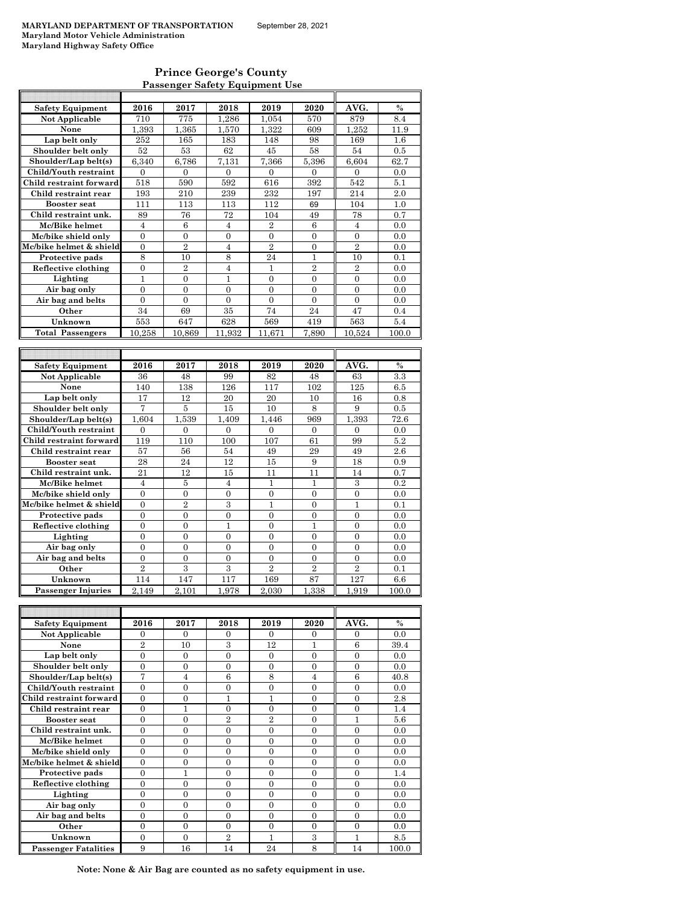**MARYLAND DEPARTMENT OF TRANSPORTATION** September 28, 2021
**Maryland Motor Vehicle Administration**
**Maryland Highway Safety Office**

## Prince George's County
### Passenger Safety Equipment Use

| Safety Equipment | 2016 | 2017 | 2018 | 2019 | 2020 | AVG. | % |
|---|---|---|---|---|---|---|---|
| Not Applicable | 710 | 775 | 1,286 | 1,054 | 570 | 879 | 8.4 |
| None | 1,393 | 1,365 | 1,570 | 1,322 | 609 | 1,252 | 11.9 |
| Lap belt only | 252 | 165 | 183 | 148 | 98 | 169 | 1.6 |
| Shoulder belt only | 52 | 53 | 62 | 45 | 58 | 54 | 0.5 |
| Shoulder/Lap belt(s) | 6,340 | 6,786 | 7,131 | 7,366 | 5,396 | 6,604 | 62.7 |
| Child/Youth restraint | 0 | 0 | 0 | 0 | 0 | 0 | 0.0 |
| Child restraint forward | 518 | 590 | 592 | 616 | 392 | 542 | 5.1 |
| Child restraint rear | 193 | 210 | 239 | 232 | 197 | 214 | 2.0 |
| Booster seat | 111 | 113 | 113 | 112 | 69 | 104 | 1.0 |
| Child restraint unk. | 89 | 76 | 72 | 104 | 49 | 78 | 0.7 |
| Mc/Bike helmet | 4 | 6 | 4 | 2 | 6 | 4 | 0.0 |
| Mc/bike shield only | 0 | 0 | 0 | 0 | 0 | 0 | 0.0 |
| Mc/bike helmet & shield | 0 | 2 | 4 | 2 | 0 | 2 | 0.0 |
| Protective pads | 8 | 10 | 8 | 24 | 1 | 10 | 0.1 |
| Reflective clothing | 0 | 2 | 4 | 1 | 2 | 2 | 0.0 |
| Lighting | 1 | 0 | 1 | 0 | 0 | 0 | 0.0 |
| Air bag only | 0 | 0 | 0 | 0 | 0 | 0 | 0.0 |
| Air bag and belts | 0 | 0 | 0 | 0 | 0 | 0 | 0.0 |
| Other | 34 | 69 | 35 | 74 | 24 | 47 | 0.4 |
| Unknown | 553 | 647 | 628 | 569 | 419 | 563 | 5.4 |
| Total Passengers | 10,258 | 10,869 | 11,932 | 11,671 | 7,890 | 10,524 | 100.0 |

| Safety Equipment | 2016 | 2017 | 2018 | 2019 | 2020 | AVG. | % |
|---|---|---|---|---|---|---|---|
| Not Applicable | 36 | 48 | 99 | 82 | 48 | 63 | 3.3 |
| None | 140 | 138 | 126 | 117 | 102 | 125 | 6.5 |
| Lap belt only | 17 | 12 | 20 | 20 | 10 | 16 | 0.8 |
| Shoulder belt only | 7 | 5 | 15 | 10 | 8 | 9 | 0.5 |
| Shoulder/Lap belt(s) | 1,604 | 1,539 | 1,409 | 1,446 | 969 | 1,393 | 72.6 |
| Child/Youth restraint | 0 | 0 | 0 | 0 | 0 | 0 | 0.0 |
| Child restraint forward | 119 | 110 | 100 | 107 | 61 | 99 | 5.2 |
| Child restraint rear | 57 | 56 | 54 | 49 | 29 | 49 | 2.6 |
| Booster seat | 28 | 24 | 12 | 15 | 9 | 18 | 0.9 |
| Child restraint unk. | 21 | 12 | 15 | 11 | 11 | 14 | 0.7 |
| Mc/Bike helmet | 4 | 5 | 4 | 1 | 1 | 3 | 0.2 |
| Mc/bike shield only | 0 | 0 | 0 | 0 | 0 | 0 | 0.0 |
| Mc/bike helmet & shield | 0 | 2 | 3 | 1 | 0 | 1 | 0.1 |
| Protective pads | 0 | 0 | 0 | 0 | 0 | 0 | 0.0 |
| Reflective clothing | 0 | 0 | 1 | 0 | 1 | 0 | 0.0 |
| Lighting | 0 | 0 | 0 | 0 | 0 | 0 | 0.0 |
| Air bag only | 0 | 0 | 0 | 0 | 0 | 0 | 0.0 |
| Air bag and belts | 0 | 0 | 0 | 0 | 0 | 0 | 0.0 |
| Other | 2 | 3 | 3 | 2 | 2 | 2 | 0.1 |
| Unknown | 114 | 147 | 117 | 169 | 87 | 127 | 6.6 |
| Passenger Injuries | 2,149 | 2,101 | 1,978 | 2,030 | 1,338 | 1,919 | 100.0 |

| Safety Equipment | 2016 | 2017 | 2018 | 2019 | 2020 | AVG. | % |
|---|---|---|---|---|---|---|---|
| Not Applicable | 0 | 0 | 0 | 0 | 0 | 0 | 0.0 |
| None | 2 | 10 | 3 | 12 | 1 | 6 | 39.4 |
| Lap belt only | 0 | 0 | 0 | 0 | 0 | 0 | 0.0 |
| Shoulder belt only | 0 | 0 | 0 | 0 | 0 | 0 | 0.0 |
| Shoulder/Lap belt(s) | 7 | 4 | 6 | 8 | 4 | 6 | 40.8 |
| Child/Youth restraint | 0 | 0 | 0 | 0 | 0 | 0 | 0.0 |
| Child restraint forward | 0 | 0 | 1 | 1 | 0 | 0 | 2.8 |
| Child restraint rear | 0 | 1 | 0 | 0 | 0 | 0 | 1.4 |
| Booster seat | 0 | 0 | 2 | 2 | 0 | 1 | 5.6 |
| Child restraint unk. | 0 | 0 | 0 | 0 | 0 | 0 | 0.0 |
| Mc/Bike helmet | 0 | 0 | 0 | 0 | 0 | 0 | 0.0 |
| Mc/bike shield only | 0 | 0 | 0 | 0 | 0 | 0 | 0.0 |
| Mc/bike helmet & shield | 0 | 0 | 0 | 0 | 0 | 0 | 0.0 |
| Protective pads | 0 | 1 | 0 | 0 | 0 | 0 | 1.4 |
| Reflective clothing | 0 | 0 | 0 | 0 | 0 | 0 | 0.0 |
| Lighting | 0 | 0 | 0 | 0 | 0 | 0 | 0.0 |
| Air bag only | 0 | 0 | 0 | 0 | 0 | 0 | 0.0 |
| Air bag and belts | 0 | 0 | 0 | 0 | 0 | 0 | 0.0 |
| Other | 0 | 0 | 0 | 0 | 0 | 0 | 0.0 |
| Unknown | 0 | 0 | 2 | 1 | 3 | 1 | 8.5 |
| Passenger Fatalities | 9 | 16 | 14 | 24 | 8 | 14 | 100.0 |

**Note: None & Air Bag are counted as no safety equipment in use.**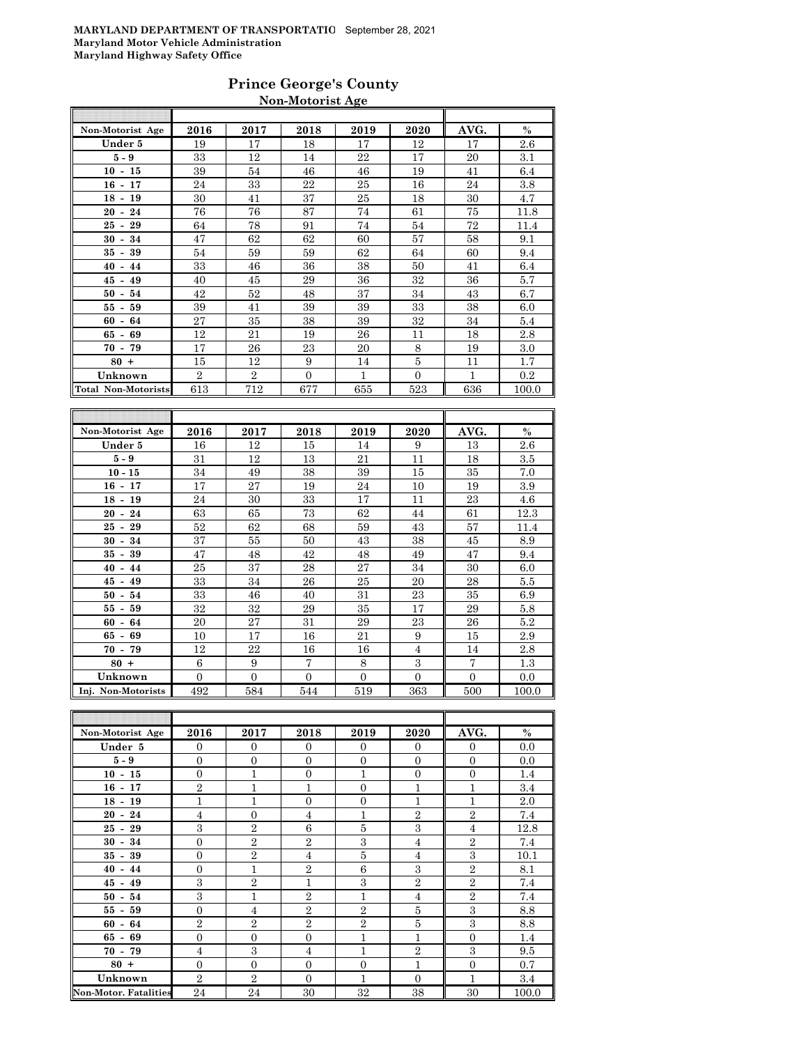**MARYLAND DEPARTMENT OF TRANSPORTATIO** September 28, 2021
**Maryland Motor Vehicle Administration**
**Maryland Highway Safety Office**

## Prince George's County

### Non-Motorist Age

| Non-Motorist Age | 2016 | 2017 | 2018 | 2019 | 2020 | AVG. | % |
|---|---|---|---|---|---|---|---|
| Under 5 | 19 | 17 | 18 | 17 | 12 | 17 | 2.6 |
| 5 - 9 | 33 | 12 | 14 | 22 | 17 | 20 | 3.1 |
| 10 - 15 | 39 | 54 | 46 | 46 | 19 | 41 | 6.4 |
| 16 - 17 | 24 | 33 | 22 | 25 | 16 | 24 | 3.8 |
| 18 - 19 | 30 | 41 | 37 | 25 | 18 | 30 | 4.7 |
| 20 - 24 | 76 | 76 | 87 | 74 | 61 | 75 | 11.8 |
| 25 - 29 | 64 | 78 | 91 | 74 | 54 | 72 | 11.4 |
| 30 - 34 | 47 | 62 | 62 | 60 | 57 | 58 | 9.1 |
| 35 - 39 | 54 | 59 | 59 | 62 | 64 | 60 | 9.4 |
| 40 - 44 | 33 | 46 | 36 | 38 | 50 | 41 | 6.4 |
| 45 - 49 | 40 | 45 | 29 | 36 | 32 | 36 | 5.7 |
| 50 - 54 | 42 | 52 | 48 | 37 | 34 | 43 | 6.7 |
| 55 - 59 | 39 | 41 | 39 | 39 | 33 | 38 | 6.0 |
| 60 - 64 | 27 | 35 | 38 | 39 | 32 | 34 | 5.4 |
| 65 - 69 | 12 | 21 | 19 | 26 | 11 | 18 | 2.8 |
| 70 - 79 | 17 | 26 | 23 | 20 | 8 | 19 | 3.0 |
| 80 + | 15 | 12 | 9 | 14 | 5 | 11 | 1.7 |
| Unknown | 2 | 2 | 0 | 1 | 0 | 1 | 0.2 |
| Total Non-Motorists | 613 | 712 | 677 | 655 | 523 | 636 | 100.0 |

| Non-Motorist Age | 2016 | 2017 | 2018 | 2019 | 2020 | AVG. | % |
|---|---|---|---|---|---|---|---|
| Under 5 | 16 | 12 | 15 | 14 | 9 | 13 | 2.6 |
| 5 - 9 | 31 | 12 | 13 | 21 | 11 | 18 | 3.5 |
| 10 - 15 | 34 | 49 | 38 | 39 | 15 | 35 | 7.0 |
| 16 - 17 | 17 | 27 | 19 | 24 | 10 | 19 | 3.9 |
| 18 - 19 | 24 | 30 | 33 | 17 | 11 | 23 | 4.6 |
| 20 - 24 | 63 | 65 | 73 | 62 | 44 | 61 | 12.3 |
| 25 - 29 | 52 | 62 | 68 | 59 | 43 | 57 | 11.4 |
| 30 - 34 | 37 | 55 | 50 | 43 | 38 | 45 | 8.9 |
| 35 - 39 | 47 | 48 | 42 | 48 | 49 | 47 | 9.4 |
| 40 - 44 | 25 | 37 | 28 | 27 | 34 | 30 | 6.0 |
| 45 - 49 | 33 | 34 | 26 | 25 | 20 | 28 | 5.5 |
| 50 - 54 | 33 | 46 | 40 | 31 | 23 | 35 | 6.9 |
| 55 - 59 | 32 | 32 | 29 | 35 | 17 | 29 | 5.8 |
| 60 - 64 | 20 | 27 | 31 | 29 | 23 | 26 | 5.2 |
| 65 - 69 | 10 | 17 | 16 | 21 | 9 | 15 | 2.9 |
| 70 - 79 | 12 | 22 | 16 | 16 | 4 | 14 | 2.8 |
| 80 + | 6 | 9 | 7 | 8 | 3 | 7 | 1.3 |
| Unknown | 0 | 0 | 0 | 0 | 0 | 0 | 0.0 |
| Inj. Non-Motorists | 492 | 584 | 544 | 519 | 363 | 500 | 100.0 |

| Non-Motorist Age | 2016 | 2017 | 2018 | 2019 | 2020 | AVG. | % |
|---|---|---|---|---|---|---|---|
| Under 5 | 0 | 0 | 0 | 0 | 0 | 0 | 0.0 |
| 5 - 9 | 0 | 0 | 0 | 0 | 0 | 0 | 0.0 |
| 10 - 15 | 0 | 1 | 0 | 1 | 0 | 0 | 1.4 |
| 16 - 17 | 2 | 1 | 1 | 0 | 1 | 1 | 3.4 |
| 18 - 19 | 1 | 1 | 0 | 0 | 1 | 1 | 2.0 |
| 20 - 24 | 4 | 0 | 4 | 1 | 2 | 2 | 7.4 |
| 25 - 29 | 3 | 2 | 6 | 5 | 3 | 4 | 12.8 |
| 30 - 34 | 0 | 2 | 2 | 3 | 4 | 2 | 7.4 |
| 35 - 39 | 0 | 2 | 4 | 5 | 4 | 3 | 10.1 |
| 40 - 44 | 0 | 1 | 2 | 6 | 3 | 2 | 8.1 |
| 45 - 49 | 3 | 2 | 1 | 3 | 2 | 2 | 7.4 |
| 50 - 54 | 3 | 1 | 2 | 1 | 4 | 2 | 7.4 |
| 55 - 59 | 0 | 4 | 2 | 2 | 5 | 3 | 8.8 |
| 60 - 64 | 2 | 2 | 2 | 2 | 5 | 3 | 8.8 |
| 65 - 69 | 0 | 0 | 0 | 1 | 1 | 0 | 1.4 |
| 70 - 79 | 4 | 3 | 4 | 1 | 2 | 3 | 9.5 |
| 80 + | 0 | 0 | 0 | 0 | 1 | 0 | 0.7 |
| Unknown | 2 | 2 | 0 | 1 | 0 | 1 | 3.4 |
| Non-Motor. Fatalities | 24 | 24 | 30 | 32 | 38 | 30 | 100.0 |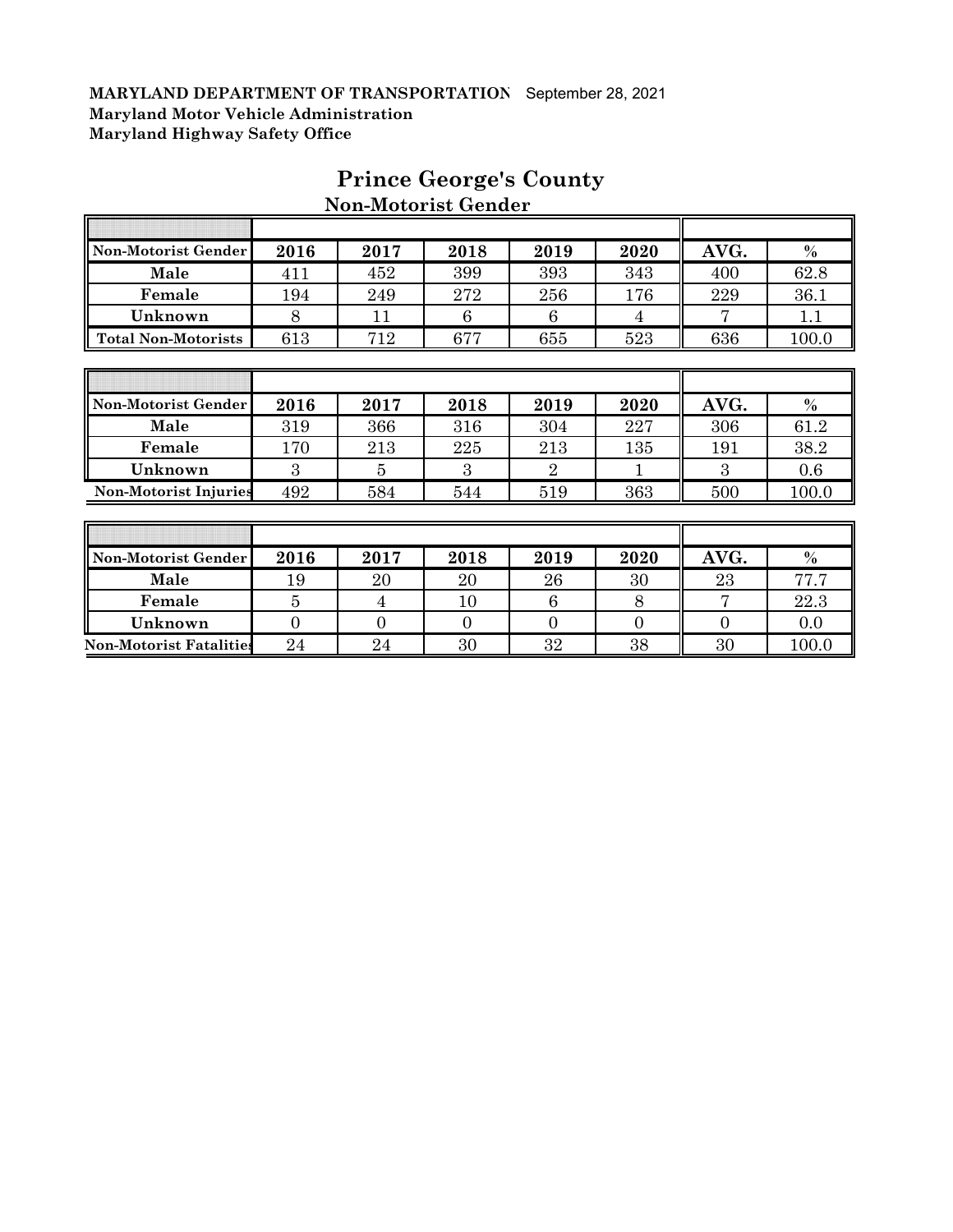**MARYLAND DEPARTMENT OF TRANSPORTATION** September 28, 2021
**Maryland Motor Vehicle Administration**
**Maryland Highway Safety Office**

# Prince George's County

## Non-Motorist Gender

| Non-Motorist Gender | 2016 | 2017 | 2018 | 2019 | 2020 | AVG. | % |
|---|---|---|---|---|---|---|---|
| Male | 411 | 452 | 399 | 393 | 343 | 400 | 62.8 |
| Female | 194 | 249 | 272 | 256 | 176 | 229 | 36.1 |
| Unknown | 8 | 11 | 6 | 6 | 4 | 7 | 1.1 |
| Total Non-Motorists | 613 | 712 | 677 | 655 | 523 | 636 | 100.0 |

| Non-Motorist Gender | 2016 | 2017 | 2018 | 2019 | 2020 | AVG. | % |
|---|---|---|---|---|---|---|---|
| Male | 319 | 366 | 316 | 304 | 227 | 306 | 61.2 |
| Female | 170 | 213 | 225 | 213 | 135 | 191 | 38.2 |
| Unknown | 3 | 5 | 3 | 2 | 1 | 3 | 0.6 |
| Non-Motorist Injuries | 492 | 584 | 544 | 519 | 363 | 500 | 100.0 |

| Non-Motorist Gender | 2016 | 2017 | 2018 | 2019 | 2020 | AVG. | % |
|---|---|---|---|---|---|---|---|
| Male | 19 | 20 | 20 | 26 | 30 | 23 | 77.7 |
| Female | 5 | 4 | 10 | 6 | 8 | 7 | 22.3 |
| Unknown | 0 | 0 | 0 | 0 | 0 | 0 | 0.0 |
| Non-Motorist Fatalities | 24 | 24 | 30 | 32 | 38 | 30 | 100.0 |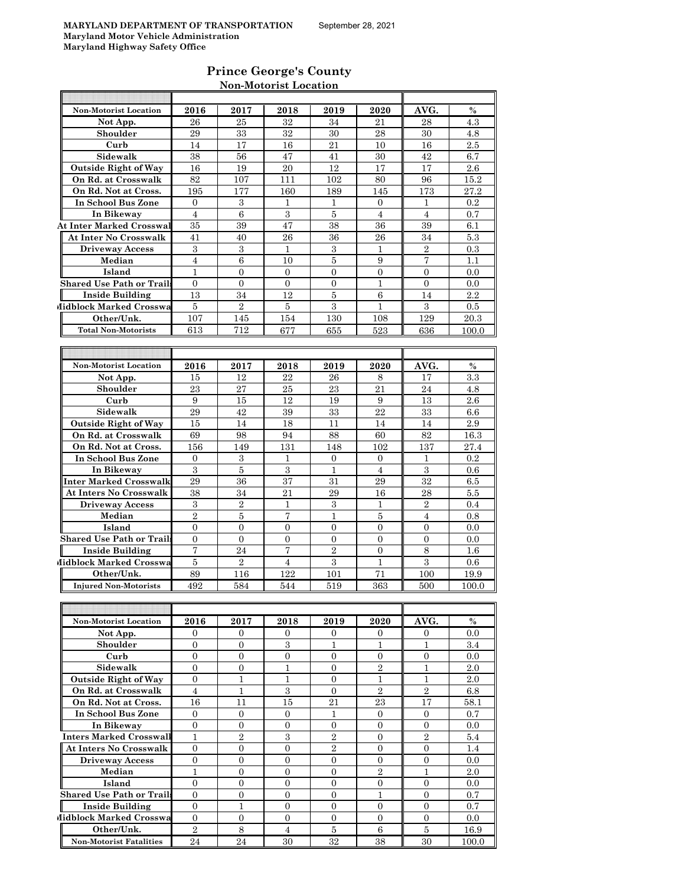**MARYLAND DEPARTMENT OF TRANSPORTATION** September 28, 2021
**Maryland Motor Vehicle Administration**
**Maryland Highway Safety Office**

## Prince George's County

### Non-Motorist Location

| Non-Motorist Location | 2016 | 2017 | 2018 | 2019 | 2020 | AVG. | % |
|---|---|---|---|---|---|---|---|
| Not App. | 26 | 25 | 32 | 34 | 21 | 28 | 4.3 |
| Shoulder | 29 | 33 | 32 | 30 | 28 | 30 | 4.8 |
| Curb | 14 | 17 | 16 | 21 | 10 | 16 | 2.5 |
| Sidewalk | 38 | 56 | 47 | 41 | 30 | 42 | 6.7 |
| Outside Right of Way | 16 | 19 | 20 | 12 | 17 | 17 | 2.6 |
| On Rd. at Crosswalk | 82 | 107 | 111 | 102 | 80 | 96 | 15.2 |
| On Rd. Not at Cross. | 195 | 177 | 160 | 189 | 145 | 173 | 27.2 |
| In School Bus Zone | 0 | 3 | 1 | 1 | 0 | 1 | 0.2 |
| In Bikeway | 4 | 6 | 3 | 5 | 4 | 4 | 0.7 |
| At Inter Marked Crosswal | 35 | 39 | 47 | 38 | 36 | 39 | 6.1 |
| At Inter No Crosswalk | 41 | 40 | 26 | 36 | 26 | 34 | 5.3 |
| Driveway Access | 3 | 3 | 1 | 3 | 1 | 2 | 0.3 |
| Median | 4 | 6 | 10 | 5 | 9 | 7 | 1.1 |
| Island | 1 | 0 | 0 | 0 | 0 | 0 | 0.0 |
| Shared Use Path or Trails | 0 | 0 | 0 | 0 | 1 | 0 | 0.0 |
| Inside Building | 13 | 34 | 12 | 5 | 6 | 14 | 2.2 |
| Midblock Marked Crosswa | 5 | 2 | 5 | 3 | 1 | 3 | 0.5 |
| Other/Unk. | 107 | 145 | 154 | 130 | 108 | 129 | 20.3 |
| Total Non-Motorists | 613 | 712 | 677 | 655 | 523 | 636 | 100.0 |

| Non-Motorist Location | 2016 | 2017 | 2018 | 2019 | 2020 | AVG. | % |
|---|---|---|---|---|---|---|---|
| Not App. | 15 | 12 | 22 | 26 | 8 | 17 | 3.3 |
| Shoulder | 23 | 27 | 25 | 23 | 21 | 24 | 4.8 |
| Curb | 9 | 15 | 12 | 19 | 9 | 13 | 2.6 |
| Sidewalk | 29 | 42 | 39 | 33 | 22 | 33 | 6.6 |
| Outside Right of Way | 15 | 14 | 18 | 11 | 14 | 14 | 2.9 |
| On Rd. at Crosswalk | 69 | 98 | 94 | 88 | 60 | 82 | 16.3 |
| On Rd. Not at Cross. | 156 | 149 | 131 | 148 | 102 | 137 | 27.4 |
| In School Bus Zone | 0 | 3 | 1 | 0 | 0 | 1 | 0.2 |
| In Bikeway | 3 | 5 | 3 | 1 | 4 | 3 | 0.6 |
| Inter Marked Crosswalk | 29 | 36 | 37 | 31 | 29 | 32 | 6.5 |
| At Inters No Crosswalk | 38 | 34 | 21 | 29 | 16 | 28 | 5.5 |
| Driveway Access | 3 | 2 | 1 | 3 | 1 | 2 | 0.4 |
| Median | 2 | 5 | 7 | 1 | 5 | 4 | 0.8 |
| Island | 0 | 0 | 0 | 0 | 0 | 0 | 0.0 |
| Shared Use Path or Trails | 0 | 0 | 0 | 0 | 0 | 0 | 0.0 |
| Inside Building | 7 | 24 | 7 | 2 | 0 | 8 | 1.6 |
| Midblock Marked Crosswa | 5 | 2 | 4 | 3 | 1 | 3 | 0.6 |
| Other/Unk. | 89 | 116 | 122 | 101 | 71 | 100 | 19.9 |
| Injured Non-Motorists | 492 | 584 | 544 | 519 | 363 | 500 | 100.0 |

| Non-Motorist Location | 2016 | 2017 | 2018 | 2019 | 2020 | AVG. | % |
|---|---|---|---|---|---|---|---|
| Not App. | 0 | 0 | 0 | 0 | 0 | 0 | 0.0 |
| Shoulder | 0 | 0 | 3 | 1 | 1 | 1 | 3.4 |
| Curb | 0 | 0 | 0 | 0 | 0 | 0 | 0.0 |
| Sidewalk | 0 | 0 | 1 | 0 | 2 | 1 | 2.0 |
| Outside Right of Way | 0 | 1 | 1 | 0 | 1 | 1 | 2.0 |
| On Rd. at Crosswalk | 4 | 1 | 3 | 0 | 2 | 2 | 6.8 |
| On Rd. Not at Cross. | 16 | 11 | 15 | 21 | 23 | 17 | 58.1 |
| In School Bus Zone | 0 | 0 | 0 | 1 | 0 | 0 | 0.7 |
| In Bikeway | 0 | 0 | 0 | 0 | 0 | 0 | 0.0 |
| Inters Marked Crosswalk | 1 | 2 | 3 | 2 | 0 | 2 | 5.4 |
| At Inters No Crosswalk | 0 | 0 | 0 | 2 | 0 | 0 | 1.4 |
| Driveway Access | 0 | 0 | 0 | 0 | 0 | 0 | 0.0 |
| Median | 1 | 0 | 0 | 0 | 2 | 1 | 2.0 |
| Island | 0 | 0 | 0 | 0 | 0 | 0 | 0.0 |
| Shared Use Path or Trails | 0 | 0 | 0 | 0 | 1 | 0 | 0.7 |
| Inside Building | 0 | 1 | 0 | 0 | 0 | 0 | 0.7 |
| Midblock Marked Crosswa | 0 | 0 | 0 | 0 | 0 | 0 | 0.0 |
| Other/Unk. | 2 | 8 | 4 | 5 | 6 | 5 | 16.9 |
| Non-Motorist Fatalities | 24 | 24 | 30 | 32 | 38 | 30 | 100.0 |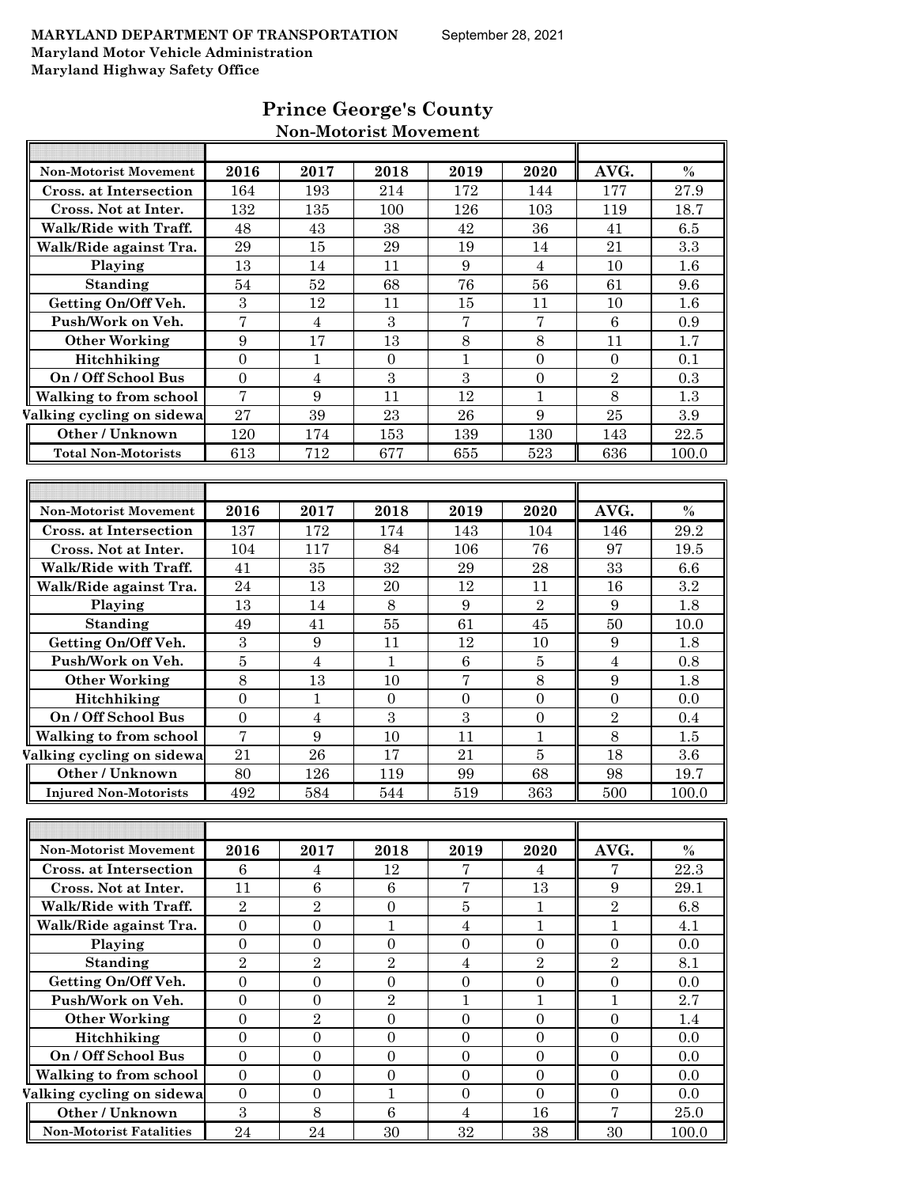**MARYLAND DEPARTMENT OF TRANSPORTATION** September 28, 2021
**Maryland Motor Vehicle Administration**
**Maryland Highway Safety Office**

## Prince George's County

### Non-Motorist Movement

| Non-Motorist Movement | 2016 | 2017 | 2018 | 2019 | 2020 | AVG. | % |
|---|---|---|---|---|---|---|---|
| Cross. at Intersection | 164 | 193 | 214 | 172 | 144 | 177 | 27.9 |
| Cross. Not at Inter. | 132 | 135 | 100 | 126 | 103 | 119 | 18.7 |
| Walk/Ride with Traff. | 48 | 43 | 38 | 42 | 36 | 41 | 6.5 |
| Walk/Ride against Tra. | 29 | 15 | 29 | 19 | 14 | 21 | 3.3 |
| Playing | 13 | 14 | 11 | 9 | 4 | 10 | 1.6 |
| Standing | 54 | 52 | 68 | 76 | 56 | 61 | 9.6 |
| Getting On/Off Veh. | 3 | 12 | 11 | 15 | 11 | 10 | 1.6 |
| Push/Work on Veh. | 7 | 4 | 3 | 7 | 7 | 6 | 0.9 |
| Other Working | 9 | 17 | 13 | 8 | 8 | 11 | 1.7 |
| Hitchhiking | 0 | 1 | 0 | 1 | 0 | 0 | 0.1 |
| On / Off School Bus | 0 | 4 | 3 | 3 | 0 | 2 | 0.3 |
| Walking to from school | 7 | 9 | 11 | 12 | 1 | 8 | 1.3 |
| Walking cycling on sidewa | 27 | 39 | 23 | 26 | 9 | 25 | 3.9 |
| Other / Unknown | 120 | 174 | 153 | 139 | 130 | 143 | 22.5 |
| Total Non-Motorists | 613 | 712 | 677 | 655 | 523 | 636 | 100.0 |

| Non-Motorist Movement | 2016 | 2017 | 2018 | 2019 | 2020 | AVG. | % |
|---|---|---|---|---|---|---|---|
| Cross. at Intersection | 137 | 172 | 174 | 143 | 104 | 146 | 29.2 |
| Cross. Not at Inter. | 104 | 117 | 84 | 106 | 76 | 97 | 19.5 |
| Walk/Ride with Traff. | 41 | 35 | 32 | 29 | 28 | 33 | 6.6 |
| Walk/Ride against Tra. | 24 | 13 | 20 | 12 | 11 | 16 | 3.2 |
| Playing | 13 | 14 | 8 | 9 | 2 | 9 | 1.8 |
| Standing | 49 | 41 | 55 | 61 | 45 | 50 | 10.0 |
| Getting On/Off Veh. | 3 | 9 | 11 | 12 | 10 | 9 | 1.8 |
| Push/Work on Veh. | 5 | 4 | 1 | 6 | 5 | 4 | 0.8 |
| Other Working | 8 | 13 | 10 | 7 | 8 | 9 | 1.8 |
| Hitchhiking | 0 | 1 | 0 | 0 | 0 | 0 | 0.0 |
| On / Off School Bus | 0 | 4 | 3 | 3 | 0 | 2 | 0.4 |
| Walking to from school | 7 | 9 | 10 | 11 | 1 | 8 | 1.5 |
| Walking cycling on sidewa | 21 | 26 | 17 | 21 | 5 | 18 | 3.6 |
| Other / Unknown | 80 | 126 | 119 | 99 | 68 | 98 | 19.7 |
| Injured Non-Motorists | 492 | 584 | 544 | 519 | 363 | 500 | 100.0 |

| Non-Motorist Movement | 2016 | 2017 | 2018 | 2019 | 2020 | AVG. | % |
|---|---|---|---|---|---|---|---|
| Cross. at Intersection | 6 | 4 | 12 | 7 | 4 | 7 | 22.3 |
| Cross. Not at Inter. | 11 | 6 | 6 | 7 | 13 | 9 | 29.1 |
| Walk/Ride with Traff. | 2 | 2 | 0 | 5 | 1 | 2 | 6.8 |
| Walk/Ride against Tra. | 0 | 0 | 1 | 4 | 1 | 1 | 4.1 |
| Playing | 0 | 0 | 0 | 0 | 0 | 0 | 0.0 |
| Standing | 2 | 2 | 2 | 4 | 2 | 2 | 8.1 |
| Getting On/Off Veh. | 0 | 0 | 0 | 0 | 0 | 0 | 0.0 |
| Push/Work on Veh. | 0 | 0 | 2 | 1 | 1 | 1 | 2.7 |
| Other Working | 0 | 2 | 0 | 0 | 0 | 0 | 1.4 |
| Hitchhiking | 0 | 0 | 0 | 0 | 0 | 0 | 0.0 |
| On / Off School Bus | 0 | 0 | 0 | 0 | 0 | 0 | 0.0 |
| Walking to from school | 0 | 0 | 0 | 0 | 0 | 0 | 0.0 |
| Walking cycling on sidewa | 0 | 0 | 1 | 0 | 0 | 0 | 0.0 |
| Other / Unknown | 3 | 8 | 6 | 4 | 16 | 7 | 25.0 |
| Non-Motorist Fatalities | 24 | 24 | 30 | 32 | 38 | 30 | 100.0 |